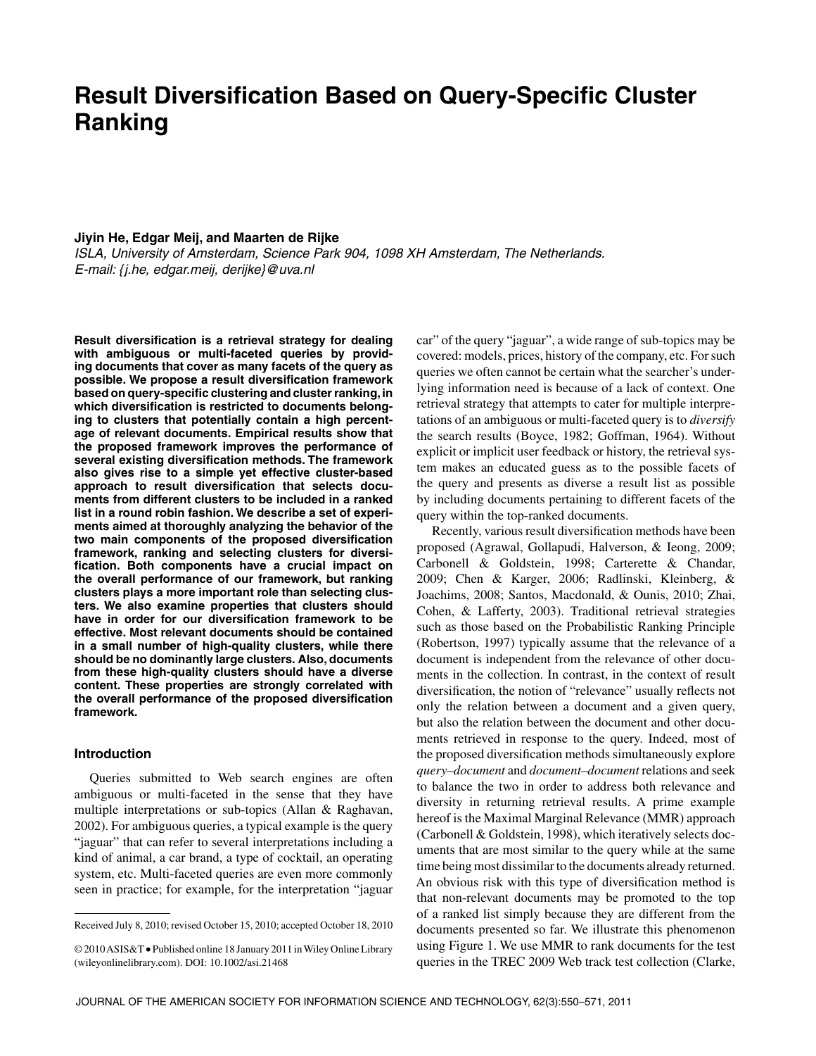# Result Diversification Based on Query-Specific Cluster Ranking

**Jiyin He, Edgar Meij, and Maarten de Rijke**

*ISLA, University of Amsterdam, Science Park 904, 1098 XH Amsterdam, The Netherlands.*
*E-mail: {j.he, edgar.meij, derijke}@uva.nl*

**Result diversification is a retrieval strategy for dealing with ambiguous or multi-faceted queries by providing documents that cover as many facets of the query as possible. We propose a result diversification framework based on query-specific clustering and cluster ranking, in which diversification is restricted to documents belonging to clusters that potentially contain a high percentage of relevant documents. Empirical results show that the proposed framework improves the performance of several existing diversification methods. The framework also gives rise to a simple yet effective cluster-based approach to result diversification that selects documents from different clusters to be included in a ranked list in a round robin fashion. We describe a set of experiments aimed at thoroughly analyzing the behavior of the two main components of the proposed diversification framework, ranking and selecting clusters for diversification. Both components have a crucial impact on the overall performance of our framework, but ranking clusters plays a more important role than selecting clusters. We also examine properties that clusters should have in order for our diversification framework to be effective. Most relevant documents should be contained in a small number of high-quality clusters, while there should be no dominantly large clusters. Also, documents from these high-quality clusters should have a diverse content. These properties are strongly correlated with the overall performance of the proposed diversification framework.**

## Introduction

Queries submitted to Web search engines are often ambiguous or multi-faceted in the sense that they have multiple interpretations or sub-topics (Allan & Raghavan, 2002). For ambiguous queries, a typical example is the query "jaguar" that can refer to several interpretations including a kind of animal, a car brand, a type of cocktail, an operating system, etc. Multi-faceted queries are even more commonly seen in practice; for example, for the interpretation "jaguar car" of the query "jaguar", a wide range of sub-topics may be covered: models, prices, history of the company, etc. For such queries we often cannot be certain what the searcher's underlying information need is because of a lack of context. One retrieval strategy that attempts to cater for multiple interpretations of an ambiguous or multi-faceted query is to *diversify* the search results (Boyce, 1982; Goffman, 1964). Without explicit or implicit user feedback or history, the retrieval system makes an educated guess as to the possible facets of the query and presents as diverse a result list as possible by including documents pertaining to different facets of the query within the top-ranked documents.

Recently, various result diversification methods have been proposed (Agrawal, Gollapudi, Halverson, & Ieong, 2009; Carbonell & Goldstein, 1998; Carterette & Chandar, 2009; Chen & Karger, 2006; Radlinski, Kleinberg, & Joachims, 2008; Santos, Macdonald, & Ounis, 2010; Zhai, Cohen, & Lafferty, 2003). Traditional retrieval strategies such as those based on the Probabilistic Ranking Principle (Robertson, 1997) typically assume that the relevance of a document is independent from the relevance of other documents in the collection. In contrast, in the context of result diversification, the notion of "relevance" usually reflects not only the relation between a document and a given query, but also the relation between the document and other documents retrieved in response to the query. Indeed, most of the proposed diversification methods simultaneously explore *query–document* and *document–document* relations and seek to balance the two in order to address both relevance and diversity in returning retrieval results. A prime example hereof is the Maximal Marginal Relevance (MMR) approach (Carbonell & Goldstein, 1998), which iteratively selects documents that are most similar to the query while at the same time being most dissimilar to the documents already returned. An obvious risk with this type of diversification method is that non-relevant documents may be promoted to the top of a ranked list simply because they are different from the documents presented so far. We illustrate this phenomenon using Figure 1. We use MMR to rank documents for the test queries in the TREC 2009 Web track test collection (Clarke,

Received July 8, 2010; revised October 15, 2010; accepted October 18, 2010

© 2010 ASIS&T • Published online 18 January 2011 in Wiley Online Library (wileyonlinelibrary.com). DOI: 10.1002/asi.21468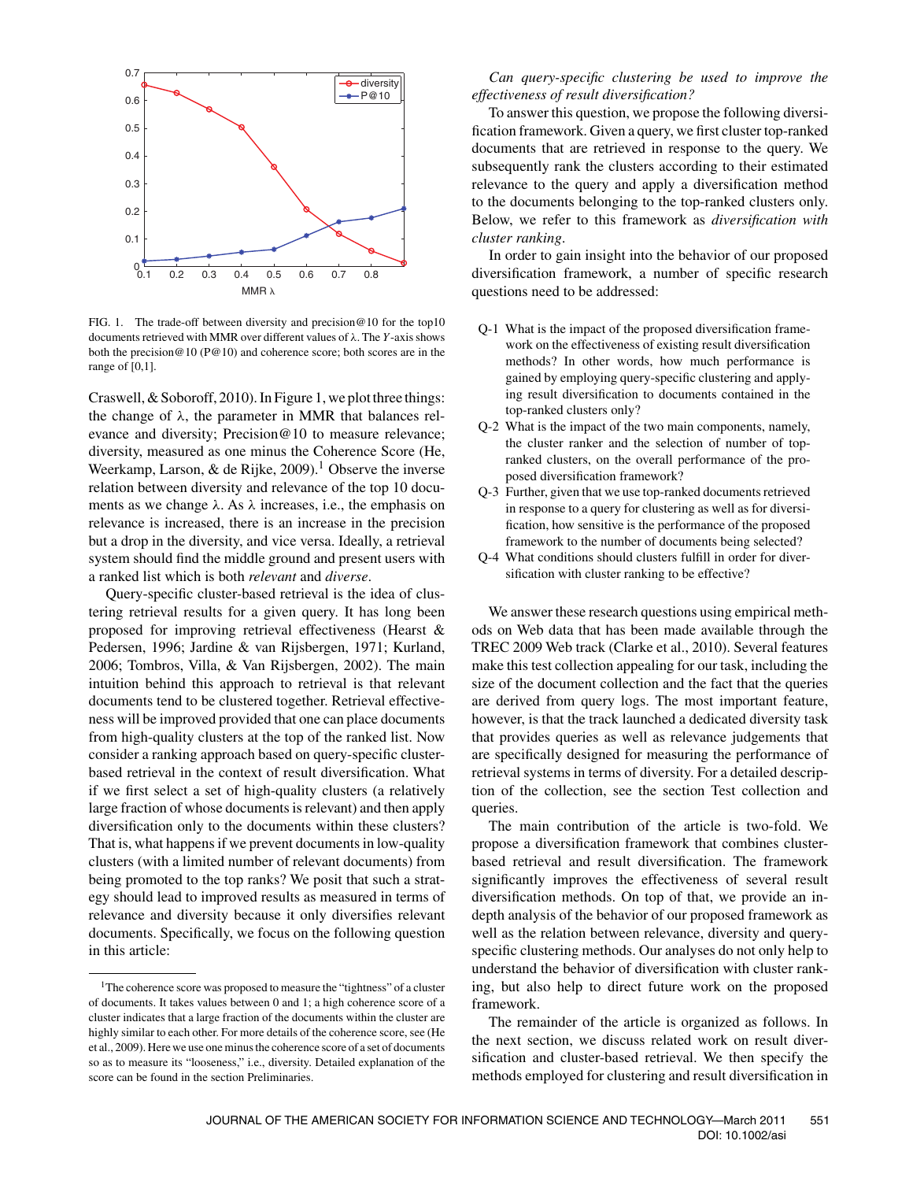0.7
0.6
0.5
0.4
0.3
0.2
0.1
0
0.1 0.2 0.3 0.4 0.5 0.6 0.7 0.8
MMR λ
diversity
P@10

FIG. 1. The trade-off between diversity and precision@10 for the top10 documents retrieved with MMR over different values of λ. The *Y*-axis shows both the precision@10 (P@10) and coherence score; both scores are in the range of [0,1].

Craswell, & Soboroff, 2010). In Figure 1, we plot three things: the change of λ, the parameter in MMR that balances relevance and diversity; Precision@10 to measure relevance; diversity, measured as one minus the Coherence Score (He, Weerkamp, Larson, & de Rijke, 2009).[1] Observe the inverse relation between diversity and relevance of the top 10 documents as we change λ. As λ increases, i.e., the emphasis on relevance is increased, there is an increase in the precision but a drop in the diversity, and vice versa. Ideally, a retrieval system should find the middle ground and present users with a ranked list which is both *relevant* and *diverse*.

Query-specific cluster-based retrieval is the idea of clustering retrieval results for a given query. It has long been proposed for improving retrieval effectiveness (Hearst & Pedersen, 1996; Jardine & van Rijsbergen, 1971; Kurland, 2006; Tombros, Villa, & Van Rijsbergen, 2002). The main intuition behind this approach to retrieval is that relevant documents tend to be clustered together. Retrieval effectiveness will be improved provided that one can place documents from high-quality clusters at the top of the ranked list. Now consider a ranking approach based on query-specific cluster-based retrieval in the context of result diversification. What if we first select a set of high-quality clusters (a relatively large fraction of whose documents is relevant) and then apply diversification only to the documents within these clusters? That is, what happens if we prevent documents in low-quality clusters (with a limited number of relevant documents) from being promoted to the top ranks? We posit that such a strategy should lead to improved results as measured in terms of relevance and diversity because it only diversifies relevant documents. Specifically, we focus on the following question in this article:

*Can query-specific clustering be used to improve the effectiveness of result diversification?*

To answer this question, we propose the following diversification framework. Given a query, we first cluster top-ranked documents that are retrieved in response to the query. We subsequently rank the clusters according to their estimated relevance to the query and apply a diversification method to the documents belonging to the top-ranked clusters only. Below, we refer to this framework as *diversification with cluster ranking*.

In order to gain insight into the behavior of our proposed diversification framework, a number of specific research questions need to be addressed:

- Q-1 What is the impact of the proposed diversification framework on the effectiveness of existing result diversification methods? In other words, how much performance is gained by employing query-specific clustering and applying result diversification to documents contained in the top-ranked clusters only?
- Q-2 What is the impact of the two main components, namely, the cluster ranker and the selection of number of top-ranked clusters, on the overall performance of the proposed diversification framework?
- Q-3 Further, given that we use top-ranked documents retrieved in response to a query for clustering as well as for diversification, how sensitive is the performance of the proposed framework to the number of documents being selected?
- Q-4 What conditions should clusters fulfill in order for diversification with cluster ranking to be effective?

We answer these research questions using empirical methods on Web data that has been made available through the TREC 2009 Web track (Clarke et al., 2010). Several features make this test collection appealing for our task, including the size of the document collection and the fact that the queries are derived from query logs. The most important feature, however, is that the track launched a dedicated diversity task that provides queries as well as relevance judgements that are specifically designed for measuring the performance of retrieval systems in terms of diversity. For a detailed description of the collection, see the section Test collection and queries.

The main contribution of the article is two-fold. We propose a diversification framework that combines cluster-based retrieval and result diversification. The framework significantly improves the effectiveness of several result diversification methods. On top of that, we provide an in-depth analysis of the behavior of our proposed framework as well as the relation between relevance, diversity and query-specific clustering methods. Our analyses do not only help to understand the behavior of diversification with cluster ranking, but also help to direct future work on the proposed framework.

The remainder of the article is organized as follows. In the next section, we discuss related work on result diversification and cluster-based retrieval. We then specify the methods employed for clustering and result diversification in

[1]The coherence score was proposed to measure the "tightness" of a cluster of documents. It takes values between 0 and 1; a high coherence score of a cluster indicates that a large fraction of the documents within the cluster are highly similar to each other. For more details of the coherence score, see (He et al., 2009). Here we use one minus the coherence score of a set of documents so as to measure its "looseness," i.e., diversity. Detailed explanation of the score can be found in the section Preliminaries.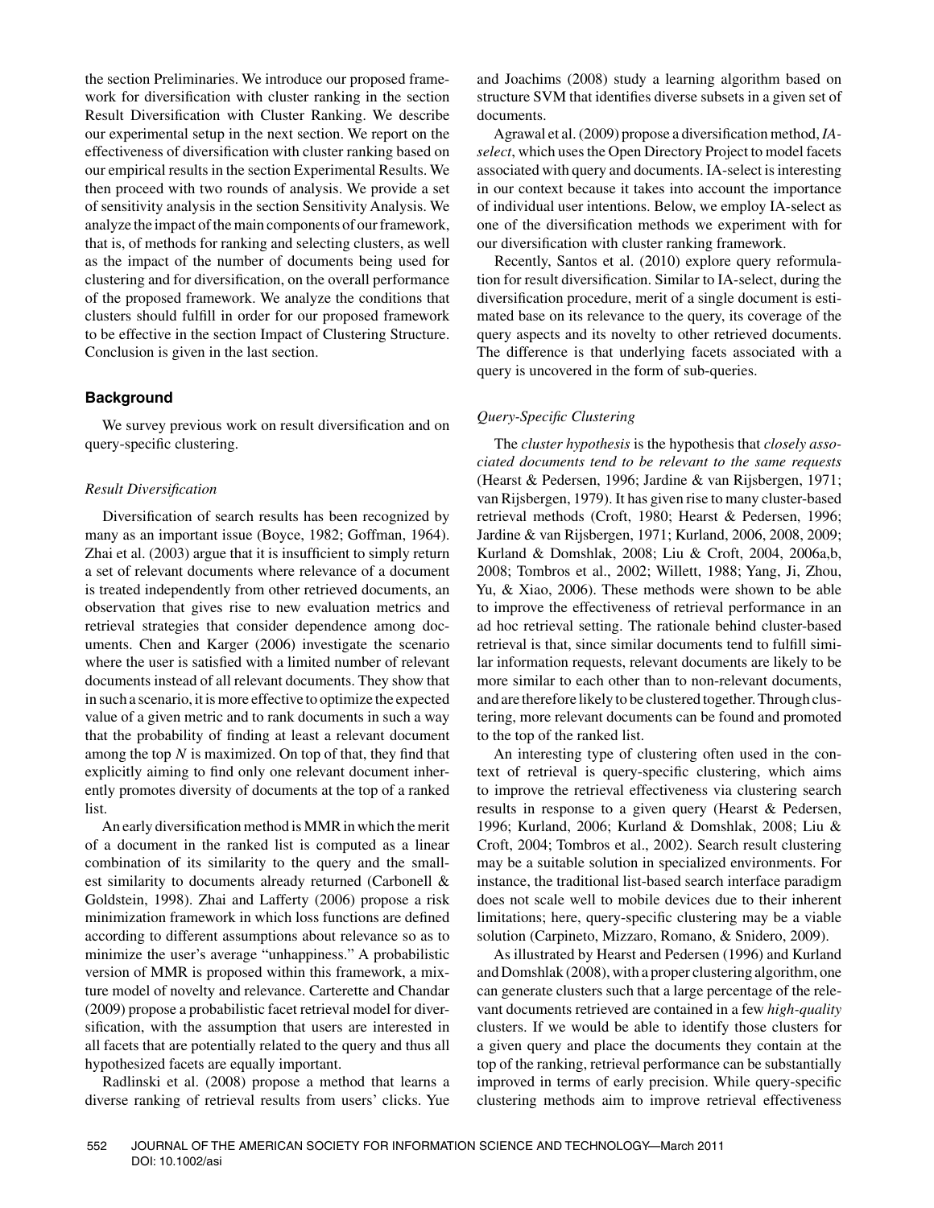the section Preliminaries. We introduce our proposed framework for diversification with cluster ranking in the section Result Diversification with Cluster Ranking. We describe our experimental setup in the next section. We report on the effectiveness of diversification with cluster ranking based on our empirical results in the section Experimental Results. We then proceed with two rounds of analysis. We provide a set of sensitivity analysis in the section Sensitivity Analysis. We analyze the impact of the main components of our framework, that is, of methods for ranking and selecting clusters, as well as the impact of the number of documents being used for clustering and for diversification, on the overall performance of the proposed framework. We analyze the conditions that clusters should fulfill in order for our proposed framework to be effective in the section Impact of Clustering Structure. Conclusion is given in the last section.

## Background

We survey previous work on result diversification and on query-specific clustering.

### *Result Diversification*

Diversification of search results has been recognized by many as an important issue (Boyce, 1982; Goffman, 1964). Zhai et al. (2003) argue that it is insufficient to simply return a set of relevant documents where relevance of a document is treated independently from other retrieved documents, an observation that gives rise to new evaluation metrics and retrieval strategies that consider dependence among documents. Chen and Karger (2006) investigate the scenario where the user is satisfied with a limited number of relevant documents instead of all relevant documents. They show that in such a scenario, it is more effective to optimize the expected value of a given metric and to rank documents in such a way that the probability of finding at least a relevant document among the top $N$ is maximized. On top of that, they find that explicitly aiming to find only one relevant document inherently promotes diversity of documents at the top of a ranked list.

An early diversification method is MMR in which the merit of a document in the ranked list is computed as a linear combination of its similarity to the query and the smallest similarity to documents already returned (Carbonell & Goldstein, 1998). Zhai and Lafferty (2006) propose a risk minimization framework in which loss functions are defined according to different assumptions about relevance so as to minimize the user's average "unhappiness." A probabilistic version of MMR is proposed within this framework, a mixture model of novelty and relevance. Carterette and Chandar (2009) propose a probabilistic facet retrieval model for diversification, with the assumption that users are interested in all facets that are potentially related to the query and thus all hypothesized facets are equally important.

Radlinski et al. (2008) propose a method that learns a diverse ranking of retrieval results from users' clicks. Yue and Joachims (2008) study a learning algorithm based on structure SVM that identifies diverse subsets in a given set of documents.

Agrawal et al. (2009) propose a diversification method, *IA-select*, which uses the Open Directory Project to model facets associated with query and documents. IA-select is interesting in our context because it takes into account the importance of individual user intentions. Below, we employ IA-select as one of the diversification methods we experiment with for our diversification with cluster ranking framework.

Recently, Santos et al. (2010) explore query reformulation for result diversification. Similar to IA-select, during the diversification procedure, merit of a single document is estimated base on its relevance to the query, its coverage of the query aspects and its novelty to other retrieved documents. The difference is that underlying facets associated with a query is uncovered in the form of sub-queries.

### *Query-Specific Clustering*

The *cluster hypothesis* is the hypothesis that *closely associated documents tend to be relevant to the same requests* (Hearst & Pedersen, 1996; Jardine & van Rijsbergen, 1971; van Rijsbergen, 1979). It has given rise to many cluster-based retrieval methods (Croft, 1980; Hearst & Pedersen, 1996; Jardine & van Rijsbergen, 1971; Kurland, 2006, 2008, 2009; Kurland & Domshlak, 2008; Liu & Croft, 2004, 2006a,b, 2008; Tombros et al., 2002; Willett, 1988; Yang, Ji, Zhou, Yu, & Xiao, 2006). These methods were shown to be able to improve the effectiveness of retrieval performance in an ad hoc retrieval setting. The rationale behind cluster-based retrieval is that, since similar documents tend to fulfill similar information requests, relevant documents are likely to be more similar to each other than to non-relevant documents, and are therefore likely to be clustered together. Through clustering, more relevant documents can be found and promoted to the top of the ranked list.

An interesting type of clustering often used in the context of retrieval is query-specific clustering, which aims to improve the retrieval effectiveness via clustering search results in response to a given query (Hearst & Pedersen, 1996; Kurland, 2006; Kurland & Domshlak, 2008; Liu & Croft, 2004; Tombros et al., 2002). Search result clustering may be a suitable solution in specialized environments. For instance, the traditional list-based search interface paradigm does not scale well to mobile devices due to their inherent limitations; here, query-specific clustering may be a viable solution (Carpineto, Mizzaro, Romano, & Snidero, 2009).

As illustrated by Hearst and Pedersen (1996) and Kurland and Domshlak (2008), with a proper clustering algorithm, one can generate clusters such that a large percentage of the relevant documents retrieved are contained in a few *high-quality* clusters. If we would be able to identify those clusters for a given query and place the documents they contain at the top of the ranking, retrieval performance can be substantially improved in terms of early precision. While query-specific clustering methods aim to improve retrieval effectiveness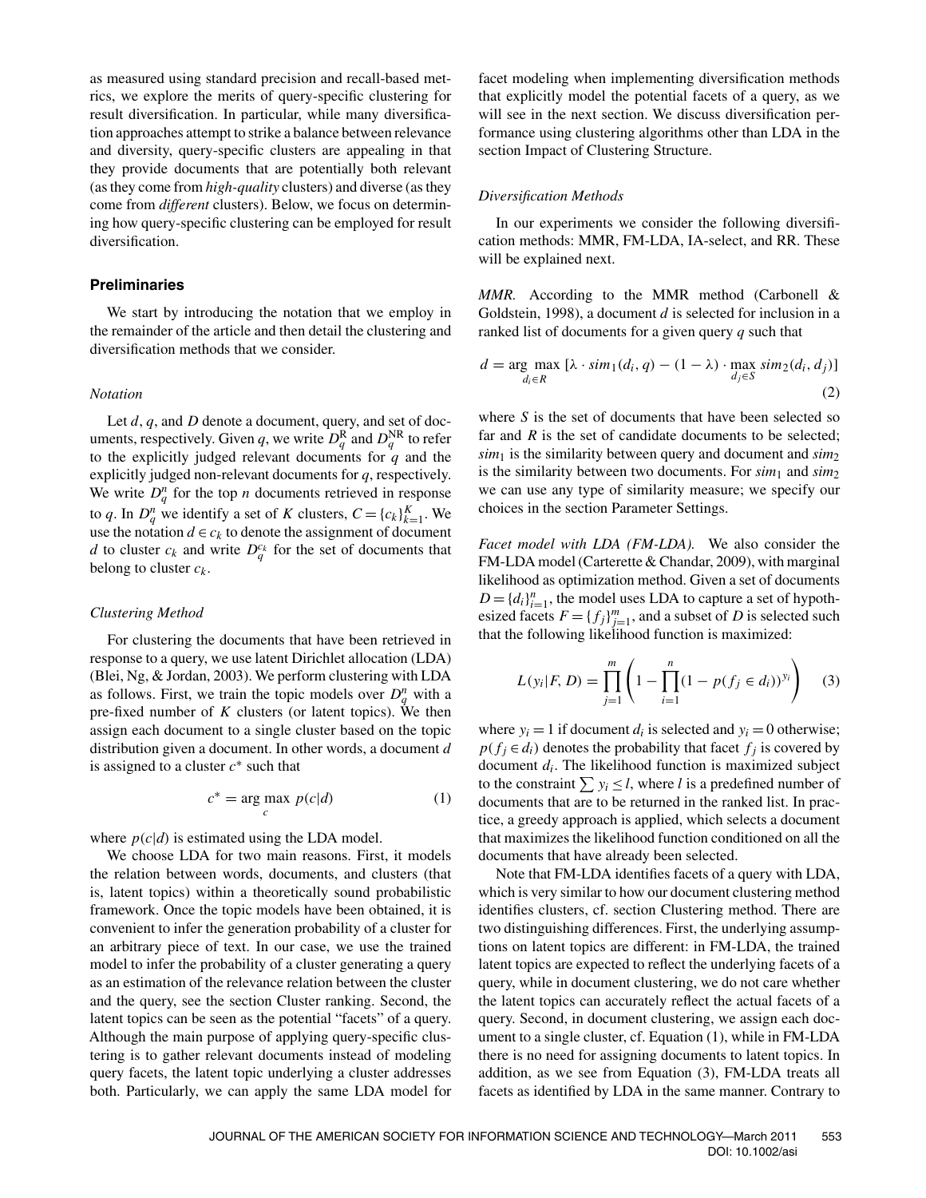as measured using standard precision and recall-based metrics, we explore the merits of query-specific clustering for result diversification. In particular, while many diversification approaches attempt to strike a balance between relevance and diversity, query-specific clusters are appealing in that they provide documents that are potentially both relevant (as they come from *high-quality* clusters) and diverse (as they come from *different* clusters). Below, we focus on determining how query-specific clustering can be employed for result diversification.

## Preliminaries

We start by introducing the notation that we employ in the remainder of the article and then detail the clustering and diversification methods that we consider.

### Notation

Let $d$, $q$, and $D$ denote a document, query, and set of documents, respectively. Given $q$, we write $D_q^{\mathrm{R}}$ and $D_q^{\mathrm{NR}}$ to refer to the explicitly judged relevant documents for $q$ and the explicitly judged non-relevant documents for $q$, respectively. We write $D_q^n$ for the top $n$ documents retrieved in response to $q$. In $D_q^n$ we identify a set of $K$ clusters, $C = \{c_k\}_{k=1}^K$. We use the notation $d \in c_k$ to denote the assignment of document $d$ to cluster $c_k$ and write $D_q^{c_k}$ for the set of documents that belong to cluster $c_k$.

### Clustering Method

For clustering the documents that have been retrieved in response to a query, we use latent Dirichlet allocation (LDA) (Blei, Ng, & Jordan, 2003). We perform clustering with LDA as follows. First, we train the topic models over $D_q^n$ with a pre-fixed number of $K$ clusters (or latent topics). We then assign each document to a single cluster based on the topic distribution given a document. In other words, a document $d$ is assigned to a cluster $c^*$ such that

$$c^* = \arg\max_c \, p(c|d) \tag{1}$$

where $p(c|d)$ is estimated using the LDA model.

We choose LDA for two main reasons. First, it models the relation between words, documents, and clusters (that is, latent topics) within a theoretically sound probabilistic framework. Once the topic models have been obtained, it is convenient to infer the generation probability of a cluster for an arbitrary piece of text. In our case, we use the trained model to infer the probability of a cluster generating a query as an estimation of the relevance relation between the cluster and the query, see the section Cluster ranking. Second, the latent topics can be seen as the potential "facets" of a query. Although the main purpose of applying query-specific clustering is to gather relevant documents instead of modeling query facets, the latent topic underlying a cluster addresses both. Particularly, we can apply the same LDA model for facet modeling when implementing diversification methods that explicitly model the potential facets of a query, as we will see in the next section. We discuss diversification performance using clustering algorithms other than LDA in the section Impact of Clustering Structure.

### Diversification Methods

In our experiments we consider the following diversification methods: MMR, FM-LDA, IA-select, and RR. These will be explained next.

*MMR.* According to the MMR method (Carbonell & Goldstein, 1998), a document $d$ is selected for inclusion in a ranked list of documents for a given query $q$ such that

$$d = \arg\max_{d_i \in R} \left[\lambda \cdot sim_1(d_i, q) - (1-\lambda) \cdot \max_{d_j \in S} sim_2(d_i, d_j)\right] \tag{2}$$

where $S$ is the set of documents that have been selected so far and $R$ is the set of candidate documents to be selected; $sim_1$ is the similarity between query and document and $sim_2$ is the similarity between two documents. For $sim_1$ and $sim_2$ we can use any type of similarity measure; we specify our choices in the section Parameter Settings.

*Facet model with LDA (FM-LDA).* We also consider the FM-LDA model (Carterette & Chandar, 2009), with marginal likelihood as optimization method. Given a set of documents $D = \{d_i\}_{i=1}^n$, the model uses LDA to capture a set of hypothesized facets $F = \{f_j\}_{j=1}^m$, and a subset of $D$ is selected such that the following likelihood function is maximized:

$$L(y_i|F, D) = \prod_{j=1}^{m} \left(1 - \prod_{i=1}^{n} (1 - p(f_j \in d_i))^{y_i}\right) \tag{3}$$

where $y_i = 1$ if document $d_i$ is selected and $y_i = 0$ otherwise; $p(f_j \in d_i)$ denotes the probability that facet $f_j$ is covered by document $d_i$. The likelihood function is maximized subject to the constraint $\sum y_i \le l$, where $l$ is a predefined number of documents that are to be returned in the ranked list. In practice, a greedy approach is applied, which selects a document that maximizes the likelihood function conditioned on all the documents that have already been selected.

Note that FM-LDA identifies facets of a query with LDA, which is very similar to how our document clustering method identifies clusters, cf. section Clustering method. There are two distinguishing differences. First, the underlying assumptions on latent topics are different: in FM-LDA, the trained latent topics are expected to reflect the underlying facets of a query, while in document clustering, we do not care whether the latent topics can accurately reflect the actual facets of a query. Second, in document clustering, we assign each document to a single cluster, cf. Equation (1), while in FM-LDA there is no need for assigning documents to latent topics. In addition, as we see from Equation (3), FM-LDA treats all facets as identified by LDA in the same manner. Contrary to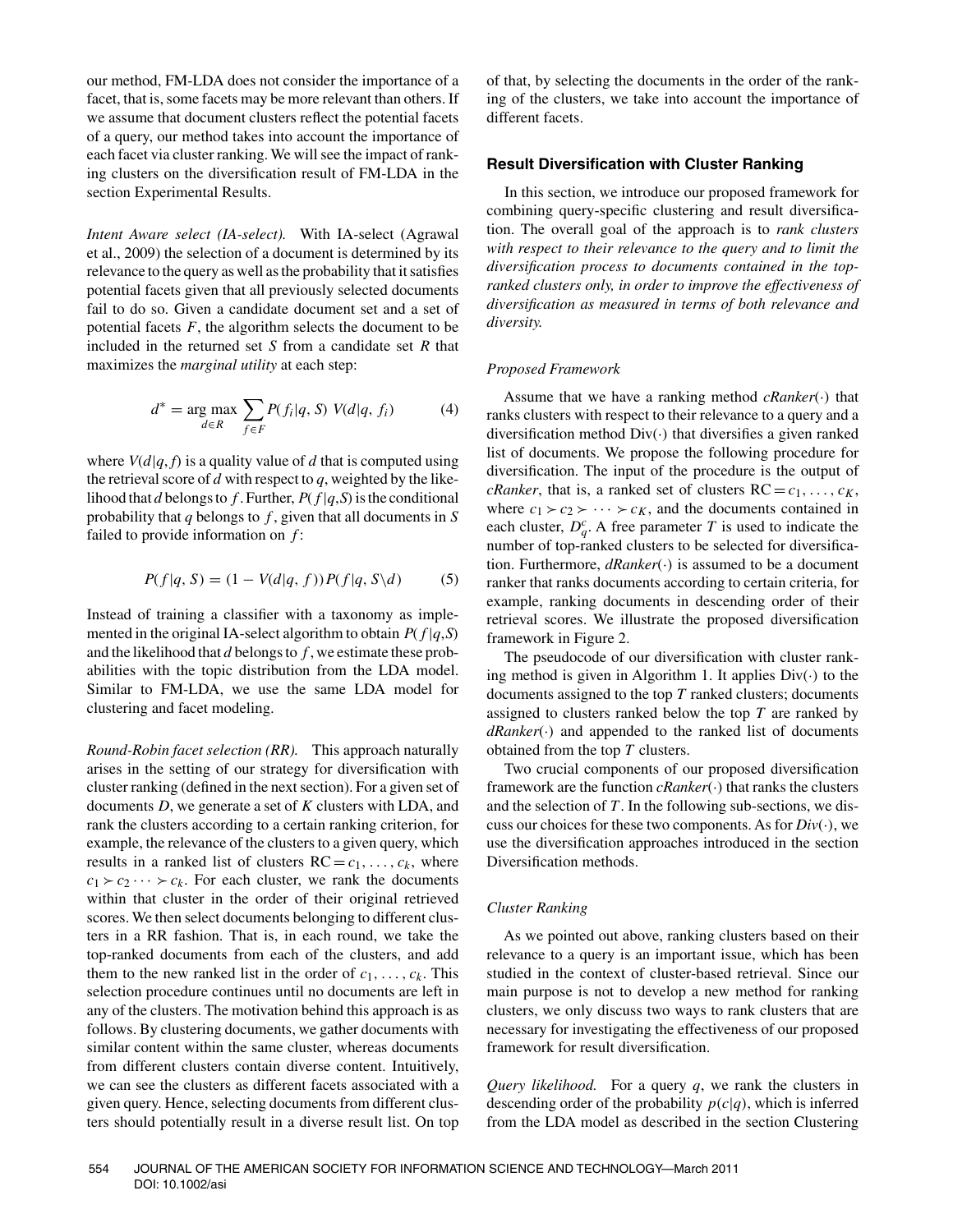our method, FM-LDA does not consider the importance of a facet, that is, some facets may be more relevant than others. If we assume that document clusters reflect the potential facets of a query, our method takes into account the importance of each facet via cluster ranking. We will see the impact of ranking clusters on the diversification result of FM-LDA in the section Experimental Results.

*Intent Aware select (IA-select).* With IA-select (Agrawal et al., 2009) the selection of a document is determined by its relevance to the query as well as the probability that it satisfies potential facets given that all previously selected documents fail to do so. Given a candidate document set and a set of potential facets $F$, the algorithm selects the document to be included in the returned set $S$ from a candidate set $R$ that maximizes the *marginal utility* at each step:

$$d^* = \arg\max_{d \in R} \sum_{f \in F} P(f_i|q, S)\ V(d|q, f_i) \tag{4}$$

where $V(d|q, f)$ is a quality value of $d$ that is computed using the retrieval score of $d$ with respect to $q$, weighted by the likelihood that $d$ belongs to $f$. Further, $P(f|q,S)$ is the conditional probability that $q$ belongs to $f$, given that all documents in $S$ failed to provide information on $f$:

$$P(f|q, S) = (1 - V(d|q, f))P(f|q, S\backslash d) \tag{5}$$

Instead of training a classifier with a taxonomy as implemented in the original IA-select algorithm to obtain $P(f|q,S)$ and the likelihood that $d$ belongs to $f$, we estimate these probabilities with the topic distribution from the LDA model. Similar to FM-LDA, we use the same LDA model for clustering and facet modeling.

*Round-Robin facet selection (RR).* This approach naturally arises in the setting of our strategy for diversification with cluster ranking (defined in the next section). For a given set of documents $D$, we generate a set of $K$ clusters with LDA, and rank the clusters according to a certain ranking criterion, for example, the relevance of the clusters to a given query, which results in a ranked list of clusters $\text{RC} = c_1, \ldots, c_k$, where $c_1 \succ c_2 \cdots \succ c_k$. For each cluster, we rank the documents within that cluster in the order of their original retrieved scores. We then select documents belonging to different clusters in a RR fashion. That is, in each round, we take the top-ranked documents from each of the clusters, and add them to the new ranked list in the order of $c_1, \ldots, c_k$. This selection procedure continues until no documents are left in any of the clusters. The motivation behind this approach is as follows. By clustering documents, we gather documents with similar content within the same cluster, whereas documents from different clusters contain diverse content. Intuitively, we can see the clusters as different facets associated with a given query. Hence, selecting documents from different clusters should potentially result in a diverse result list. On top of that, by selecting the documents in the order of the ranking of the clusters, we take into account the importance of different facets.

## Result Diversification with Cluster Ranking

In this section, we introduce our proposed framework for combining query-specific clustering and result diversification. The overall goal of the approach is to *rank clusters with respect to their relevance to the query and to limit the diversification process to documents contained in the top-ranked clusters only, in order to improve the effectiveness of diversification as measured in terms of both relevance and diversity.*

### Proposed Framework

Assume that we have a ranking method *cRanker*$(\cdot)$ that ranks clusters with respect to their relevance to a query and a diversification method Div$(\cdot)$ that diversifies a given ranked list of documents. We propose the following procedure for diversification. The input of the procedure is the output of *cRanker*, that is, a ranked set of clusters $\text{RC} = c_1, \ldots, c_K$, where $c_1 \succ c_2 \succ \cdots \succ c_K$, and the documents contained in each cluster, $D_q^c$. A free parameter $T$ is used to indicate the number of top-ranked clusters to be selected for diversification. Furthermore, *dRanker*$(\cdot)$ is assumed to be a document ranker that ranks documents according to certain criteria, for example, ranking documents in descending order of their retrieval scores. We illustrate the proposed diversification framework in Figure 2.

The pseudocode of our diversification with cluster ranking method is given in Algorithm 1. It applies Div$(\cdot)$ to the documents assigned to the top $T$ ranked clusters; documents assigned to clusters ranked below the top $T$ are ranked by *dRanker*$(\cdot)$ and appended to the ranked list of documents obtained from the top $T$ clusters.

Two crucial components of our proposed diversification framework are the function *cRanker*$(\cdot)$ that ranks the clusters and the selection of $T$. In the following sub-sections, we discuss our choices for these two components. As for *Div*$(\cdot)$, we use the diversification approaches introduced in the section Diversification methods.

### Cluster Ranking

As we pointed out above, ranking clusters based on their relevance to a query is an important issue, which has been studied in the context of cluster-based retrieval. Since our main purpose is not to develop a new method for ranking clusters, we only discuss two ways to rank clusters that are necessary for investigating the effectiveness of our proposed framework for result diversification.

*Query likelihood.* For a query $q$, we rank the clusters in descending order of the probability $p(c|q)$, which is inferred from the LDA model as described in the section Clustering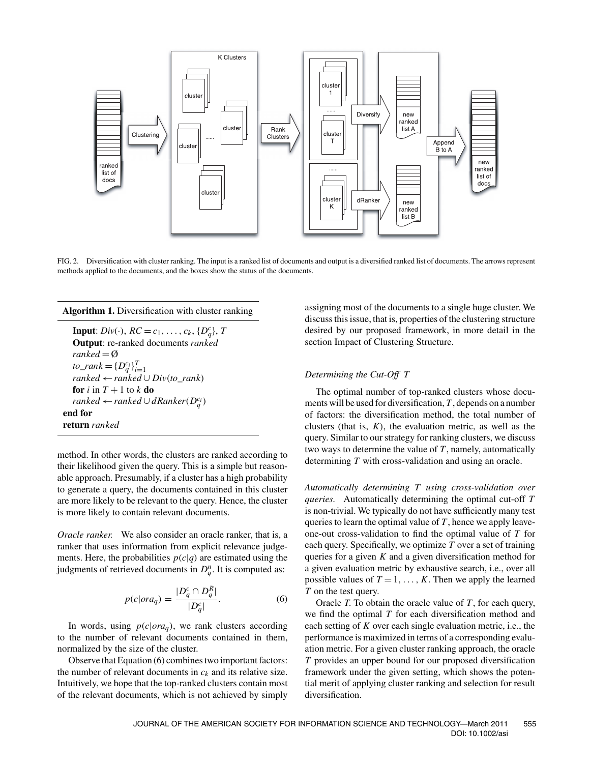FIG. 2. Diversification with cluster ranking. The input is a ranked list of documents and output is a diversified ranked list of documents. The arrows represent methods applied to the documents, and the boxes show the status of the documents.

**Algorithm 1.** Diversification with cluster ranking

**Input**: $Div(\cdot)$, $RC = c_1, \ldots, c_k$, $\{D_q^c\}$, $T$
**Output**: re-ranked documents *ranked*
$ranked = \emptyset$
$to\_rank = \{D_q^{c_i}\}_{i=1}^{T}$
$ranked \leftarrow ranked \cup Div(to\_rank)$
**for** $i$ in $T + 1$ to $k$ **do**
  $ranked \leftarrow ranked \cup dRanker(D_q^{c_i})$
**end for**
**return** *ranked*

method. In other words, the clusters are ranked according to their likelihood given the query. This is a simple but reasonable approach. Presumably, if a cluster has a high probability to generate a query, the documents contained in this cluster are more likely to be relevant to the query. Hence, the cluster is more likely to contain relevant documents.

*Oracle ranker.* We also consider an oracle ranker, that is, a ranker that uses information from explicit relevance judgements. Here, the probabilities $p(c|q)$ are estimated using the judgments of retrieved documents in $D_q^n$. It is computed as:

$$p(c|ora_q) = \frac{|D_q^c \cap D_q^R|}{|D_q^c|}. \tag{6}$$

In words, using $p(c|ora_q)$, we rank clusters according to the number of relevant documents contained in them, normalized by the size of the cluster.

Observe that Equation (6) combines two important factors: the number of relevant documents in $c_k$ and its relative size. Intuitively, we hope that the top-ranked clusters contain most of the relevant documents, which is not achieved by simply assigning most of the documents to a single huge cluster. We discuss this issue, that is, properties of the clustering structure desired by our proposed framework, in more detail in the section Impact of Clustering Structure.

### *Determining the Cut-Off T*

The optimal number of top-ranked clusters whose documents will be used for diversification, $T$, depends on a number of factors: the diversification method, the total number of clusters (that is, $K$), the evaluation metric, as well as the query. Similar to our strategy for ranking clusters, we discuss two ways to determine the value of $T$, namely, automatically determining $T$ with cross-validation and using an oracle.

*Automatically determining T using cross-validation over queries.* Automatically determining the optimal cut-off $T$ is non-trivial. We typically do not have sufficiently many test queries to learn the optimal value of $T$, hence we apply leave-one-out cross-validation to find the optimal value of $T$ for each query. Specifically, we optimize $T$ over a set of training queries for a given $K$ and a given diversification method for a given evaluation metric by exhaustive search, i.e., over all possible values of $T = 1, \ldots, K$. Then we apply the learned $T$ on the test query.

Oracle $T$. To obtain the oracle value of $T$, for each query, we find the optimal $T$ for each diversification method and each setting of $K$ over each single evaluation metric, i.e., the performance is maximized in terms of a corresponding evaluation metric. For a given cluster ranking approach, the oracle $T$ provides an upper bound for our proposed diversification framework under the given setting, which shows the potential merit of applying cluster ranking and selection for result diversification.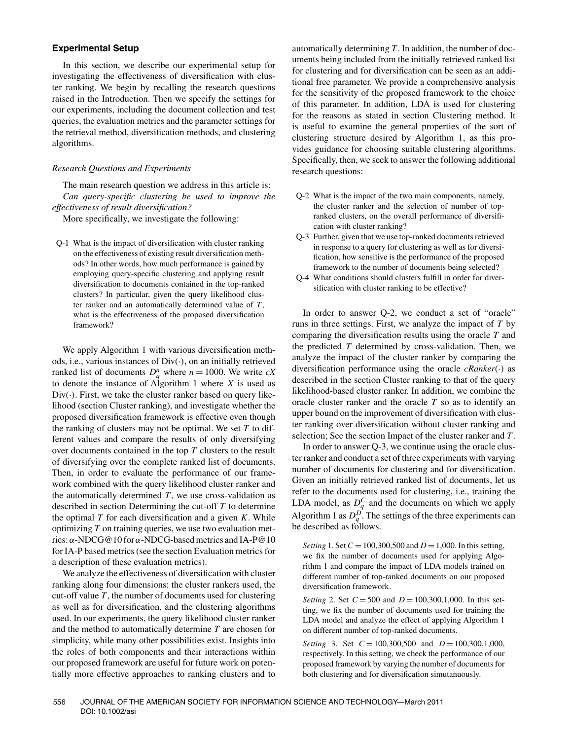### Experimental Setup

In this section, we describe our experimental setup for investigating the effectiveness of diversification with cluster ranking. We begin by recalling the research questions raised in the Introduction. Then we specify the settings for our experiments, including the document collection and test queries, the evaluation metrics and the parameter settings for the retrieval method, diversification methods, and clustering algorithms.

#### *Research Questions and Experiments*

The main research question we address in this article is: *Can query-specific clustering be used to improve the effectiveness of result diversification?*

More specifically, we investigate the following:

- Q-1 What is the impact of diversification with cluster ranking on the effectiveness of existing result diversification methods? In other words, how much performance is gained by employing query-specific clustering and applying result diversification to documents contained in the top-ranked clusters? In particular, given the query likelihood cluster ranker and an automatically determined value of $T$, what is the effectiveness of the proposed diversification framework?

We apply Algorithm 1 with various diversification methods, i.e., various instances of $\mathrm{Div}(\cdot)$, on an initially retrieved ranked list of documents $D_q^n$ where $n = 1000$. We write $cX$ to denote the instance of Algorithm 1 where $X$ is used as $\mathrm{Div}(\cdot)$. First, we take the cluster ranker based on query likelihood (section Cluster ranking), and investigate whether the proposed diversification framework is effective even though the ranking of clusters may not be optimal. We set $T$ to different values and compare the results of only diversifying over documents contained in the top $T$ clusters to the result of diversifying over the complete ranked list of documents. Then, in order to evaluate the performance of our framework combined with the query likelihood cluster ranker and the automatically determined $T$, we use cross-validation as described in section Determining the cut-off $T$ to determine the optimal $T$ for each diversification and a given $K$. While optimizing $T$ on training queries, we use two evaluation metrics: $\alpha$-NDCG@10 for $\alpha$-NDCG-based metrics and IA-P@10 for IA-P based metrics (see the section Evaluation metrics for a description of these evaluation metrics).

We analyze the effectiveness of diversification with cluster ranking along four dimensions: the cluster rankers used, the cut-off value $T$, the number of documents used for clustering as well as for diversification, and the clustering algorithms used. In our experiments, the query likelihood cluster ranker and the method to automatically determine $T$ are chosen for simplicity, while many other possibilities exist. Insights into the roles of both components and their interactions within our proposed framework are useful for future work on potentially more effective approaches to ranking clusters and to automatically determining $T$. In addition, the number of documents being included from the initially retrieved ranked list for clustering and for diversification can be seen as an additional free parameter. We provide a comprehensive analysis for the sensitivity of the proposed framework to the choice of this parameter. In addition, LDA is used for clustering for the reasons as stated in section Clustering method. It is useful to examine the general properties of the sort of clustering structure desired by Algorithm 1, as this provides guidance for choosing suitable clustering algorithms. Specifically, then, we seek to answer the following additional research questions:

- Q-2 What is the impact of the two main components, namely, the cluster ranker and the selection of number of top-ranked clusters, on the overall performance of diversification with cluster ranking?
- Q-3 Further, given that we use top-ranked documents retrieved in response to a query for clustering as well as for diversification, how sensitive is the performance of the proposed framework to the number of documents being selected?
- Q-4 What conditions should clusters fulfill in order for diversification with cluster ranking to be effective?

In order to answer Q-2, we conduct a set of "oracle" runs in three settings. First, we analyze the impact of $T$ by comparing the diversification results using the oracle $T$ and the predicted $T$ determined by cross-validation. Then, we analyze the impact of the cluster ranker by comparing the diversification performance using the oracle *cRanker*$(\cdot)$ as described in the section Cluster ranking to that of the query likelihood-based cluster ranker. In addition, we combine the oracle cluster ranker and the oracle $T$ so as to identify an upper bound on the improvement of diversification with cluster ranking over diversification without cluster ranking and selection; See the section Impact of the cluster ranker and $T$.

In order to answer Q-3, we continue using the oracle cluster ranker and conduct a set of three experiments with varying number of documents for clustering and for diversification. Given an initially retrieved ranked list of documents, let us refer to the documents used for clustering, i.e., training the LDA model, as $D_q^C$ and the documents on which we apply Algorithm 1 as $D_q^D$. The settings of the three experiments can be described as follows.

*Setting* 1. Set $C = 100, 300, 500$ and $D = 1{,}000$. In this setting, we fix the number of documents used for applying Algorithm 1 and compare the impact of LDA models trained on different number of top-ranked documents on our proposed diversification framework.

*Setting* 2. Set $C = 500$ and $D = 100, 300, 1{,}000$. In this setting, we fix the number of documents used for training the LDA model and analyze the effect of applying Algorithm 1 on different number of top-ranked documents.

*Setting* 3. Set $C = 100, 300, 500$ and $D = 100, 300, 1{,}000$, respectively. In this setting, we check the performance of our proposed framework by varying the number of documents for both clustering and for diversification simutanously.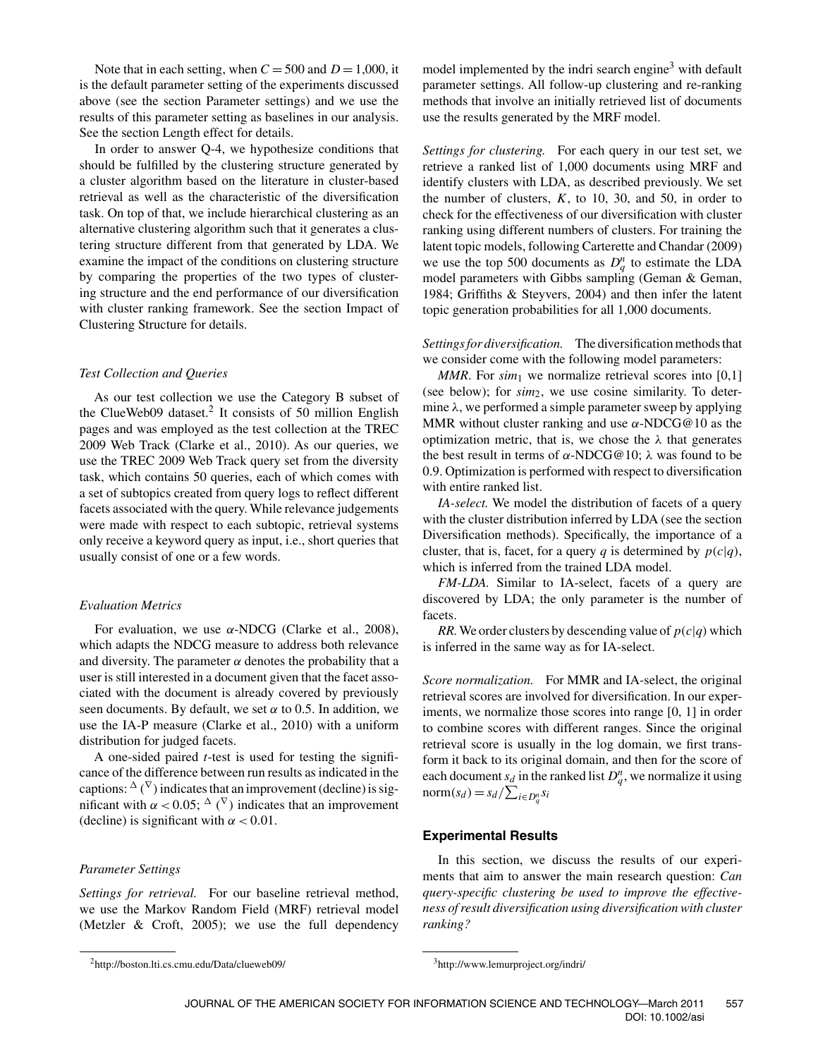Note that in each setting, when $C = 500$ and $D = 1{,}000$, it is the default parameter setting of the experiments discussed above (see the section Parameter settings) and we use the results of this parameter setting as baselines in our analysis. See the section Length effect for details.

In order to answer Q-4, we hypothesize conditions that should be fulfilled by the clustering structure generated by a cluster algorithm based on the literature in cluster-based retrieval as well as the characteristic of the diversification task. On top of that, we include hierarchical clustering as an alternative clustering algorithm such that it generates a clustering structure different from that generated by LDA. We examine the impact of the conditions on clustering structure by comparing the properties of the two types of clustering structure and the end performance of our diversification with cluster ranking framework. See the section Impact of Clustering Structure for details.

### *Test Collection and Queries*

As our test collection we use the Category B subset of the ClueWeb09 dataset.[2] It consists of 50 million English pages and was employed as the test collection at the TREC 2009 Web Track (Clarke et al., 2010). As our queries, we use the TREC 2009 Web Track query set from the diversity task, which contains 50 queries, each of which comes with a set of subtopics created from query logs to reflect different facets associated with the query. While relevance judgements were made with respect to each subtopic, retrieval systems only receive a keyword query as input, i.e., short queries that usually consist of one or a few words.

### *Evaluation Metrics*

For evaluation, we use $\alpha$-NDCG (Clarke et al., 2008), which adapts the NDCG measure to address both relevance and diversity. The parameter $\alpha$ denotes the probability that a user is still interested in a document given that the facet associated with the document is already covered by previously seen documents. By default, we set $\alpha$ to 0.5. In addition, we use the IA-P measure (Clarke et al., 2010) with a uniform distribution for judged facets.

A one-sided paired $t$-test is used for testing the significance of the difference between run results as indicated in the captions: $^{\vartriangle}$ ($^{\triangledown}$) indicates that an improvement (decline) is significant with $\alpha < 0.05$; $^{\blacktriangle}$ ($^{\blacktriangledown}$) indicates that an improvement (decline) is significant with $\alpha < 0.01$.

### *Parameter Settings*

*Settings for retrieval.* For our baseline retrieval method, we use the Markov Random Field (MRF) retrieval model (Metzler & Croft, 2005); we use the full dependency model implemented by the indri search engine[3] with default parameter settings. All follow-up clustering and re-ranking methods that involve an initially retrieved list of documents use the results generated by the MRF model.

*Settings for clustering.* For each query in our test set, we retrieve a ranked list of 1,000 documents using MRF and identify clusters with LDA, as described previously. We set the number of clusters, $K$, to 10, 30, and 50, in order to check for the effectiveness of our diversification with cluster ranking using different numbers of clusters. For training the latent topic models, following Carterette and Chandar (2009) we use the top 500 documents as $D_q^n$ to estimate the LDA model parameters with Gibbs sampling (Geman & Geman, 1984; Griffiths & Steyvers, 2004) and then infer the latent topic generation probabilities for all 1,000 documents.

*Settings for diversification.* The diversification methods that we consider come with the following model parameters:

*MMR*. For $sim_1$ we normalize retrieval scores into [0,1] (see below); for $sim_2$, we use cosine similarity. To determine $\lambda$, we performed a simple parameter sweep by applying MMR without cluster ranking and use $\alpha$-NDCG@10 as the optimization metric, that is, we chose the $\lambda$ that generates the best result in terms of $\alpha$-NDCG@10; $\lambda$ was found to be 0.9. Optimization is performed with respect to diversification with entire ranked list.

*IA-select.* We model the distribution of facets of a query with the cluster distribution inferred by LDA (see the section Diversification methods). Specifically, the importance of a cluster, that is, facet, for a query $q$ is determined by $p(c|q)$, which is inferred from the trained LDA model.

*FM-LDA.* Similar to IA-select, facets of a query are discovered by LDA; the only parameter is the number of facets.

*RR.* We order clusters by descending value of $p(c|q)$ which is inferred in the same way as for IA-select.

*Score normalization.* For MMR and IA-select, the original retrieval scores are involved for diversification. In our experiments, we normalize those scores into range [0, 1] in order to combine scores with different ranges. Since the original retrieval score is usually in the log domain, we first transform it back to its original domain, and then for the score of each document $s_d$ in the ranked list $D_q^n$, we normalize it using $\text{norm}(s_d) = s_d / \sum_{i \in D_q^n} s_i$

## Experimental Results

In this section, we discuss the results of our experiments that aim to answer the main research question: *Can query-specific clustering be used to improve the effectiveness of result diversification using diversification with cluster ranking?*

---

[2] http://boston.lti.cs.cmu.edu/Data/clueweb09/

[3] http://www.lemurproject.org/indri/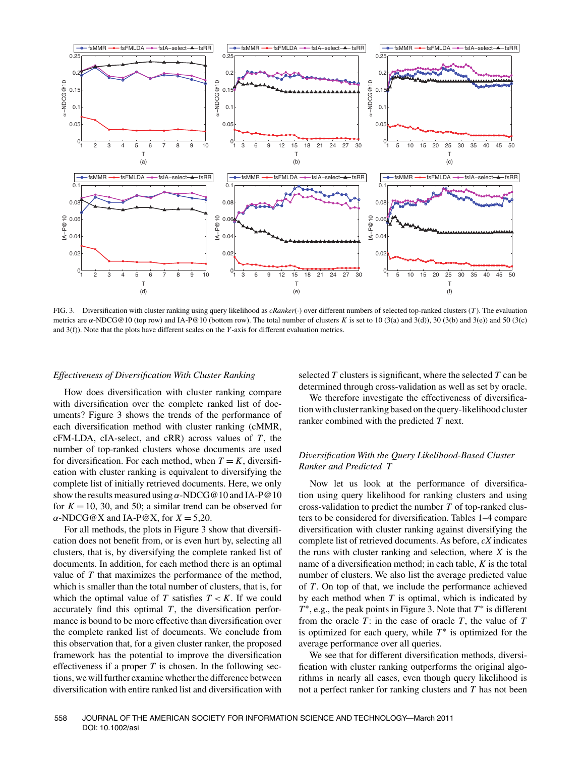fsMMR fsFMLDA fsIA-select fsRR

α-NDCG@10

0.25
0.2
0.15
0.1
0.05
0

T

(a)

(b)

(c)

IA-P@10

0.1
0.08
0.06
0.04
0.02
0

(d)

(e)

(f)

FIG. 3. Diversification with cluster ranking using query likelihood as *cRanker*($\cdot$) over different numbers of selected top-ranked clusters ($T$). The evaluation metrics are $\alpha$-NDCG@10 (top row) and IA-P@10 (bottom row). The total number of clusters $K$ is set to 10 (3(a) and 3(d)), 30 (3(b) and 3(e)) and 50 (3(c) and 3(f)). Note that the plots have different scales on the $Y$-axis for different evaluation metrics.

### *Effectiveness of Diversification With Cluster Ranking*

How does diversification with cluster ranking compare with diversification over the complete ranked list of documents? Figure 3 shows the trends of the performance of each diversification method with cluster ranking (cMMR, cFM-LDA, cIA-select, and cRR) across values of $T$, the number of top-ranked clusters whose documents are used for diversification. For each method, when $T = K$, diversification with cluster ranking is equivalent to diversifying the complete list of initially retrieved documents. Here, we only show the results measured using $\alpha$-NDCG@10 and IA-P@10 for $K = 10$, 30, and 50; a similar trend can be observed for $\alpha$-NDCG@X and IA-P@X, for $X = 5{,}20$.

For all methods, the plots in Figure 3 show that diversification does not benefit from, or is even hurt by, selecting all clusters, that is, by diversifying the complete ranked list of documents. In addition, for each method there is an optimal value of $T$ that maximizes the performance of the method, which is smaller than the total number of clusters, that is, for which the optimal value of $T$ satisfies $T < K$. If we could accurately find this optimal $T$, the diversification performance is bound to be more effective than diversification over the complete ranked list of documents. We conclude from this observation that, for a given cluster ranker, the proposed framework has the potential to improve the diversification effectiveness if a proper $T$ is chosen. In the following sections, we will further examine whether the difference between diversification with entire ranked list and diversification with selected $T$ clusters is significant, where the selected $T$ can be determined through cross-validation as well as set by oracle.

We therefore investigate the effectiveness of diversification with cluster ranking based on the query-likelihood cluster ranker combined with the predicted $T$ next.

### *Diversification With the Query Likelihood-Based Cluster Ranker and Predicted T*

Now let us look at the performance of diversification using query likelihood for ranking clusters and using cross-validation to predict the number $T$ of top-ranked clusters to be considered for diversification. Tables 1–4 compare diversification with cluster ranking against diversifying the complete list of retrieved documents. As before, *cX* indicates the runs with cluster ranking and selection, where $X$ is the name of a diversification method; in each table, $K$ is the total number of clusters. We also list the average predicted value of $T$. On top of that, we include the performance achieved by each method when $T$ is optimal, which is indicated by $T^*$, e.g., the peak points in Figure 3. Note that $T^*$ is different from the oracle $T$: in the case of oracle $T$, the value of $T$ is optimized for each query, while $T^*$ is optimized for the average performance over all queries.

We see that for different diversification methods, diversification with cluster ranking outperforms the original algorithms in nearly all cases, even though query likelihood is not a perfect ranker for ranking clusters and $T$ has not been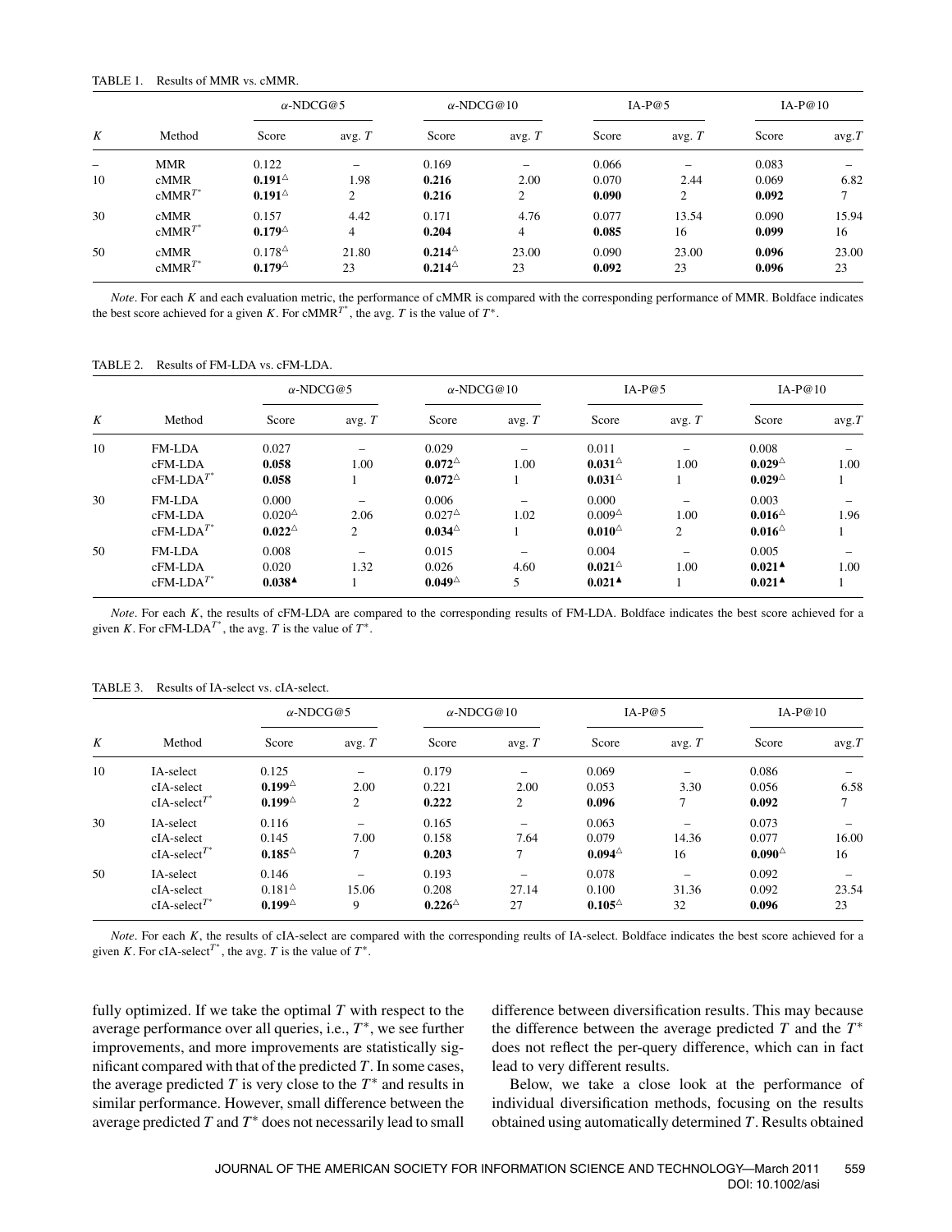TABLE 1. Results of MMR vs. cMMR.

| $K$ | Method | $\alpha$-NDCG@5 | | $\alpha$-NDCG@10 | | IA-P@5 | | IA-P@10 | |
|---|---|---|---|---|---|---|---|---|---|
| | | Score | avg. $T$ | Score | avg. $T$ | Score | avg. $T$ | Score | avg. $T$ |
| – | MMR | 0.122 | – | 0.169 | – | 0.066 | – | 0.083 | – |
| 10 | cMMR | **0.191**$^{\triangle}$ | 1.98 | **0.216** | 2.00 | 0.070 | 2.44 | 0.069 | 6.82 |
| | cMMR$^{T^*}$ | **0.191**$^{\triangle}$ | 2 | **0.216** | 2 | **0.090** | 2 | **0.092** | 7 |
| 30 | cMMR | 0.157 | 4.42 | 0.171 | 4.76 | 0.077 | 13.54 | 0.090 | 15.94 |
| | cMMR$^{T^*}$ | **0.179**$^{\triangle}$ | 4 | **0.204** | 4 | **0.085** | 16 | **0.099** | 16 |
| 50 | cMMR | 0.178$^{\triangle}$ | 21.80 | **0.214**$^{\triangle}$ | 23.00 | 0.090 | 23.00 | **0.096** | 23.00 |
| | cMMR$^{T^*}$ | **0.179**$^{\triangle}$ | 23 | **0.214**$^{\triangle}$ | 23 | **0.092** | 23 | **0.096** | 23 |

*Note*. For each $K$ and each evaluation metric, the performance of cMMR is compared with the corresponding performance of MMR. Boldface indicates the best score achieved for a given $K$. For cMMR$^{T^*}$, the avg. $T$ is the value of $T^*$.

TABLE 2. Results of FM-LDA vs. cFM-LDA.

| $K$ | Method | $\alpha$-NDCG@5 | | $\alpha$-NDCG@10 | | IA-P@5 | | IA-P@10 | |
|---|---|---|---|---|---|---|---|---|---|
| | | Score | avg. $T$ | Score | avg. $T$ | Score | avg. $T$ | Score | avg. $T$ |
| 10 | FM-LDA | 0.027 | – | 0.029 | – | 0.011 | – | 0.008 | – |
| | cFM-LDA | **0.058** | 1.00 | **0.072**$^{\triangle}$ | 1.00 | **0.031**$^{\triangle}$ | 1.00 | **0.029**$^{\triangle}$ | 1.00 |
| | cFM-LDA$^{T^*}$ | **0.058** | 1 | **0.072**$^{\triangle}$ | 1 | **0.031**$^{\triangle}$ | 1 | **0.029**$^{\triangle}$ | 1 |
| 30 | FM-LDA | 0.000 | – | 0.006 | – | 0.000 | – | 0.003 | – |
| | cFM-LDA | 0.020$^{\triangle}$ | 2.06 | 0.027$^{\triangle}$ | 1.02 | 0.009$^{\triangle}$ | 1.00 | **0.016**$^{\triangle}$ | 1.96 |
| | cFM-LDA$^{T^*}$ | **0.022**$^{\triangle}$ | 2 | **0.034**$^{\triangle}$ | 1 | **0.010**$^{\triangle}$ | 2 | **0.016**$^{\triangle}$ | 1 |
| 50 | FM-LDA | 0.008 | – | 0.015 | – | 0.004 | – | 0.005 | – |
| | cFM-LDA | 0.020 | 1.32 | 0.026 | 4.60 | **0.021**$^{\blacktriangle}$ | 1.00 | **0.021**$^{\blacktriangle}$ | 1.00 |
| | cFM-LDA$^{T^*}$ | **0.038**$^{\blacktriangle}$ | 1 | **0.049**$^{\triangle}$ | 5 | **0.021**$^{\blacktriangle}$ | 1 | **0.021**$^{\blacktriangle}$ | 1 |

*Note*. For each $K$, the results of cFM-LDA are compared to the corresponding results of FM-LDA. Boldface indicates the best score achieved for a given $K$. For cFM-LDA$^{T^*}$, the avg. $T$ is the value of $T^*$.

TABLE 3. Results of IA-select vs. cIA-select.

| $K$ | Method | $\alpha$-NDCG@5 | | $\alpha$-NDCG@10 | | IA-P@5 | | IA-P@10 | |
|---|---|---|---|---|---|---|---|---|---|
| | | Score | avg. $T$ | Score | avg. $T$ | Score | avg. $T$ | Score | avg. $T$ |
| 10 | IA-select | 0.125 | – | 0.179 | – | 0.069 | – | 0.086 | – |
| | cIA-select | **0.199**$^{\triangle}$ | 2.00 | 0.221 | 2.00 | 0.053 | 3.30 | 0.056 | 6.58 |
| | cIA-select$^{T^*}$ | **0.199**$^{\triangle}$ | 2 | **0.222** | 2 | **0.096** | 7 | **0.092** | 7 |
| 30 | IA-select | 0.116 | – | 0.165 | – | 0.063 | – | 0.073 | – |
| | cIA-select | 0.145 | 7.00 | 0.158 | 7.64 | 0.079 | 14.36 | 0.077 | 16.00 |
| | cIA-select$^{T^*}$ | **0.185**$^{\triangle}$ | 7 | **0.203** | 7 | **0.094**$^{\triangle}$ | 16 | **0.090**$^{\triangle}$ | 16 |
| 50 | IA-select | 0.146 | – | 0.193 | – | 0.078 | – | 0.092 | – |
| | cIA-select | 0.181$^{\triangle}$ | 15.06 | 0.208 | 27.14 | 0.100 | 31.36 | 0.092 | 23.54 |
| | cIA-select$^{T^*}$ | **0.199**$^{\triangle}$ | 9 | **0.226**$^{\triangle}$ | 27 | **0.105**$^{\triangle}$ | 32 | **0.096** | 23 |

*Note*. For each $K$, the results of cIA-select are compared with the corresponding reults of IA-select. Boldface indicates the best score achieved for a given $K$. For cIA-select$^{T^*}$, the avg. $T$ is the value of $T^*$.

fully optimized. If we take the optimal $T$ with respect to the average performance over all queries, i.e., $T^*$, we see further improvements, and more improvements are statistically significant compared with that of the predicted $T$. In some cases, the average predicted $T$ is very close to the $T^*$ and results in similar performance. However, small difference between the average predicted $T$ and $T^*$ does not necessarily lead to small difference between diversification results. This may because the difference between the average predicted $T$ and the $T^*$ does not reflect the per-query difference, which can in fact lead to very different results.

Below, we take a close look at the performance of individual diversification methods, focusing on the results obtained using automatically determined $T$. Results obtained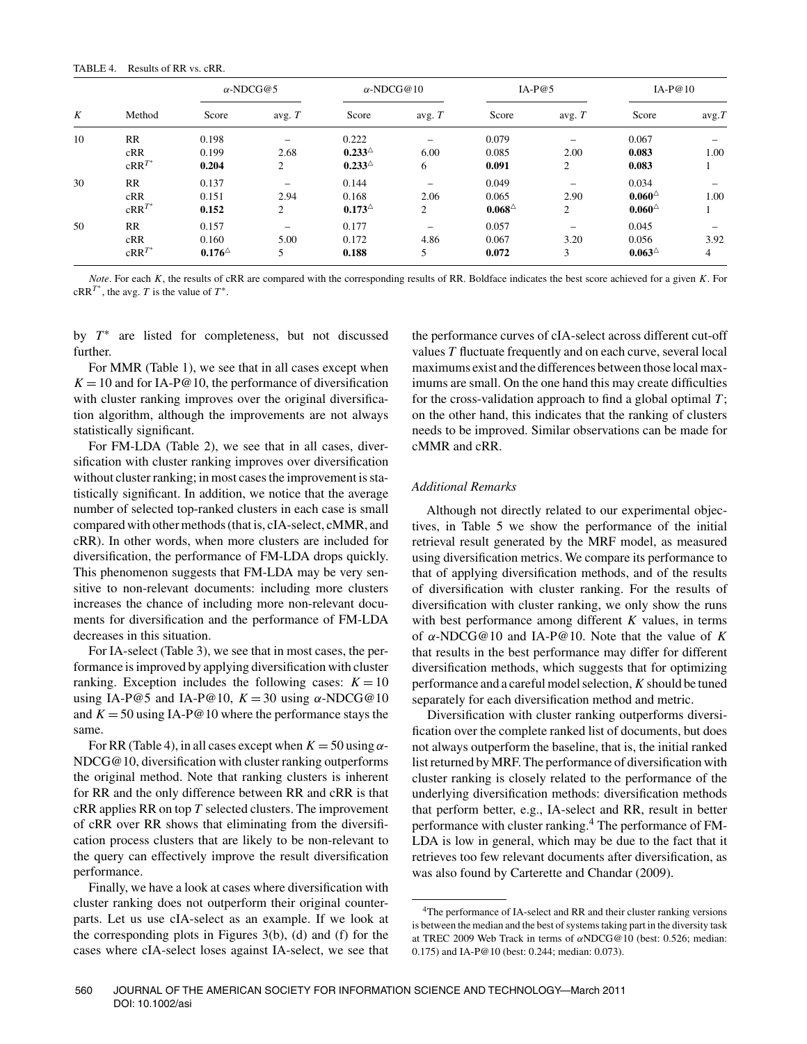TABLE 4. Results of RR vs. cRR.

| $K$ | Method | α-NDCG@5 | | α-NDCG@10 | | IA-P@5 | | IA-P@10 | |
|---|---|---|---|---|---|---|---|---|---|
| | | Score | avg. $T$ | Score | avg. $T$ | Score | avg. $T$ | Score | avg. $T$ |
| 10 | RR | 0.198 | – | 0.222 | – | 0.079 | – | 0.067 | – |
| | cRR | 0.199 | 2.68 | **0.233**$^{\triangle}$ | 6.00 | 0.085 | 2.00 | **0.083** | 1.00 |
| | cRR$^{T^*}$ | **0.204** | 2 | **0.233**$^{\triangle}$ | 6 | **0.091** | 2 | **0.083** | 1 |
| 30 | RR | 0.137 | – | 0.144 | – | 0.049 | – | 0.034 | – |
| | cRR | 0.151 | 2.94 | 0.168 | 2.06 | 0.065 | 2.90 | **0.060**$^{\triangle}$ | 1.00 |
| | cRR$^{T^*}$ | **0.152** | 2 | **0.173**$^{\triangle}$ | 2 | **0.068**$^{\triangle}$ | 2 | **0.060**$^{\triangle}$ | 1 |
| 50 | RR | 0.157 | – | 0.177 | – | 0.057 | – | 0.045 | – |
| | cRR | 0.160 | 5.00 | 0.172 | 4.86 | 0.067 | 3.20 | 0.056 | 3.92 |
| | cRR$^{T^*}$ | **0.176**$^{\triangle}$ | 5 | **0.188** | 5 | **0.072** | 3 | **0.063**$^{\triangle}$ | 4 |

*Note*. For each $K$, the results of cRR are compared with the corresponding results of RR. Boldface indicates the best score achieved for a given $K$. For cRR$^{T^*}$, the avg. $T$ is the value of $T^*$.

by $T^*$ are listed for completeness, but not discussed further.

For MMR (Table 1), we see that in all cases except when $K = 10$ and for IA-P@10, the performance of diversification with cluster ranking improves over the original diversification algorithm, although the improvements are not always statistically significant.

For FM-LDA (Table 2), we see that in all cases, diversification with cluster ranking improves over diversification without cluster ranking; in most cases the improvement is statistically significant. In addition, we notice that the average number of selected top-ranked clusters in each case is small compared with other methods (that is, cIA-select, cMMR, and cRR). In other words, when more clusters are included for diversification, the performance of FM-LDA drops quickly. This phenomenon suggests that FM-LDA may be very sensitive to non-relevant documents: including more clusters increases the chance of including more non-relevant documents for diversification and the performance of FM-LDA decreases in this situation.

For IA-select (Table 3), we see that in most cases, the performance is improved by applying diversification with cluster ranking. Exception includes the following cases: $K = 10$ using IA-P@5 and IA-P@10, $K = 30$ using α-NDCG@10 and $K = 50$ using IA-P@10 where the performance stays the same.

For RR (Table 4), in all cases except when $K = 50$ using α-NDCG@10, diversification with cluster ranking outperforms the original method. Note that ranking clusters is inherent for RR and the only difference between RR and cRR is that cRR applies RR on top $T$ selected clusters. The improvement of cRR over RR shows that eliminating from the diversification process clusters that are likely to be non-relevant to the query can effectively improve the result diversification performance.

Finally, we have a look at cases where diversification with cluster ranking does not outperform their original counterparts. Let us use cIA-select as an example. If we look at the corresponding plots in Figures 3(b), (d) and (f) for the cases where cIA-select loses against IA-select, we see that the performance curves of cIA-select across different cut-off values $T$ fluctuate frequently and on each curve, several local maximums exist and the differences between those local maximums are small. On the one hand this may create difficulties for the cross-validation approach to find a global optimal $T$; on the other hand, this indicates that the ranking of clusters needs to be improved. Similar observations can be made for cMMR and cRR.

### Additional Remarks

Although not directly related to our experimental objectives, in Table 5 we show the performance of the initial retrieval result generated by the MRF model, as measured using diversification metrics. We compare its performance to that of applying diversification methods, and of the results of diversification with cluster ranking. For the results of diversification with cluster ranking, we only show the runs with best performance among different $K$ values, in terms of α-NDCG@10 and IA-P@10. Note that the value of $K$ that results in the best performance may differ for different diversification methods, which suggests that for optimizing performance and a careful model selection, $K$ should be tuned separately for each diversification method and metric.

Diversification with cluster ranking outperforms diversification over the complete ranked list of documents, but does not always outperform the baseline, that is, the initial ranked list returned by MRF. The performance of diversification with cluster ranking is closely related to the performance of the underlying diversification methods: diversification methods that perform better, e.g., IA-select and RR, result in better performance with cluster ranking.[4] The performance of FM-LDA is low in general, which may be due to the fact that it retrieves too few relevant documents after diversification, as was also found by Carterette and Chandar (2009).

[4]The performance of IA-select and RR and their cluster ranking versions is between the median and the best of systems taking part in the diversity task at TREC 2009 Web Track in terms of αNDCG@10 (best: 0.526; median: 0.175) and IA-P@10 (best: 0.244; median: 0.073).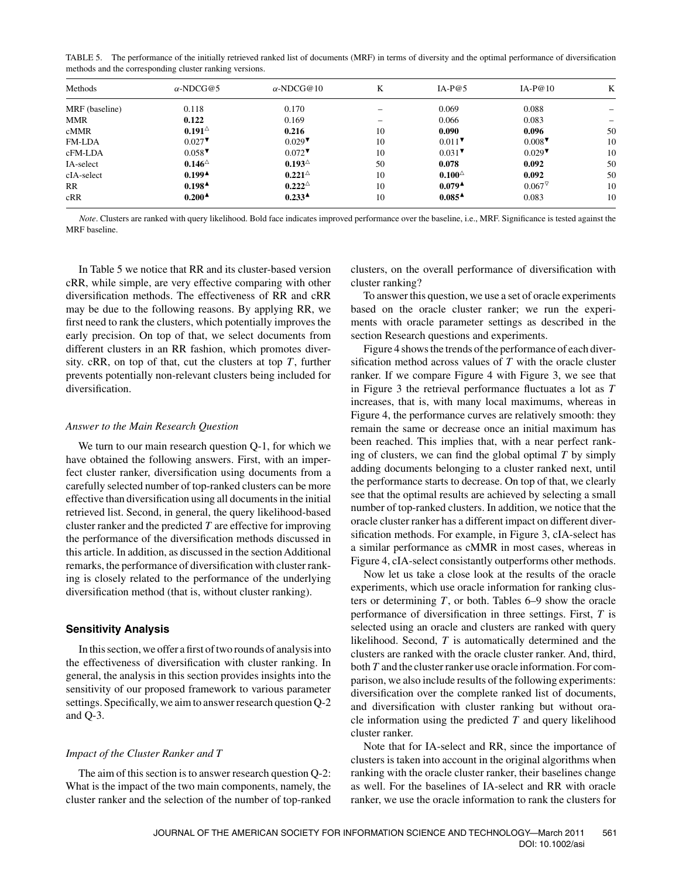TABLE 5. The performance of the initially retrieved ranked list of documents (MRF) in terms of diversity and the optimal performance of diversification methods and the corresponding cluster ranking versions.

| Methods | α-NDCG@5 | α-NDCG@10 | K | IA-P@5 | IA-P@10 | K |
|---|---|---|---|---|---|---|
| MRF (baseline) | 0.118 | 0.170 | – | 0.069 | 0.088 | – |
| MMR | **0.122** | 0.169 | – | 0.066 | 0.083 | – |
| cMMR | **0.191**△ | **0.216** | 10 | **0.090** | **0.096** | 50 |
| FM-LDA | 0.027▼ | 0.029▼ | 10 | 0.011▼ | 0.008▼ | 10 |
| cFM-LDA | 0.058▼ | 0.072▼ | 10 | 0.031▼ | 0.029▼ | 10 |
| IA-select | **0.146**△ | **0.193**△ | 50 | **0.078** | **0.092** | 50 |
| cIA-select | **0.199**▲ | **0.221**△ | 10 | **0.100**△ | **0.092** | 50 |
| RR | **0.198**▲ | **0.222**△ | 10 | **0.079**▲ | 0.067▽ | 10 |
| cRR | **0.200**▲ | **0.233**▲ | 10 | **0.085**▲ | 0.083 | 10 |

*Note*. Clusters are ranked with query likelihood. Bold face indicates improved performance over the baseline, i.e., MRF. Significance is tested against the MRF baseline.

In Table 5 we notice that RR and its cluster-based version cRR, while simple, are very effective comparing with other diversification methods. The effectiveness of RR and cRR may be due to the following reasons. By applying RR, we first need to rank the clusters, which potentially improves the early precision. On top of that, we select documents from different clusters in an RR fashion, which promotes diversity. cRR, on top of that, cut the clusters at top $T$, further prevents potentially non-relevant clusters being included for diversification.

#### *Answer to the Main Research Question*

We turn to our main research question Q-1, for which we have obtained the following answers. First, with an imperfect cluster ranker, diversification using documents from a carefully selected number of top-ranked clusters can be more effective than diversification using all documents in the initial retrieved list. Second, in general, the query likelihood-based cluster ranker and the predicted $T$ are effective for improving the performance of the diversification methods discussed in this article. In addition, as discussed in the section Additional remarks, the performance of diversification with cluster ranking is closely related to the performance of the underlying diversification method (that is, without cluster ranking).

### Sensitivity Analysis

In this section, we offer a first of two rounds of analysis into the effectiveness of diversification with cluster ranking. In general, the analysis in this section provides insights into the sensitivity of our proposed framework to various parameter settings. Specifically, we aim to answer research question Q-2 and Q-3.

#### *Impact of the Cluster Ranker and T*

The aim of this section is to answer research question Q-2: What is the impact of the two main components, namely, the cluster ranker and the selection of the number of top-ranked clusters, on the overall performance of diversification with cluster ranking?

To answer this question, we use a set of oracle experiments based on the oracle cluster ranker; we run the experiments with oracle parameter settings as described in the section Research questions and experiments.

Figure 4 shows the trends of the performance of each diversification method across values of $T$ with the oracle cluster ranker. If we compare Figure 4 with Figure 3, we see that in Figure 3 the retrieval performance fluctuates a lot as $T$ increases, that is, with many local maximums, whereas in Figure 4, the performance curves are relatively smooth: they remain the same or decrease once an initial maximum has been reached. This implies that, with a near perfect ranking of clusters, we can find the global optimal $T$ by simply adding documents belonging to a cluster ranked next, until the performance starts to decrease. On top of that, we clearly see that the optimal results are achieved by selecting a small number of top-ranked clusters. In addition, we notice that the oracle cluster ranker has a different impact on different diversification methods. For example, in Figure 3, cIA-select has a similar performance as cMMR in most cases, whereas in Figure 4, cIA-select consistantly outperforms other methods.

Now let us take a close look at the results of the oracle experiments, which use oracle information for ranking clusters or determining $T$, or both. Tables 6–9 show the oracle performance of diversification in three settings. First, $T$ is selected using an oracle and clusters are ranked with query likelihood. Second, $T$ is automatically determined and the clusters are ranked with the oracle cluster ranker. And, third, both $T$ and the cluster ranker use oracle information. For comparison, we also include results of the following experiments: diversification over the complete ranked list of documents, and diversification with cluster ranking but without oracle information using the predicted $T$ and query likelihood cluster ranker.

Note that for IA-select and RR, since the importance of clusters is taken into account in the original algorithms when ranking with the oracle cluster ranker, their baselines change as well. For the baselines of IA-select and RR with oracle ranker, we use the oracle information to rank the clusters for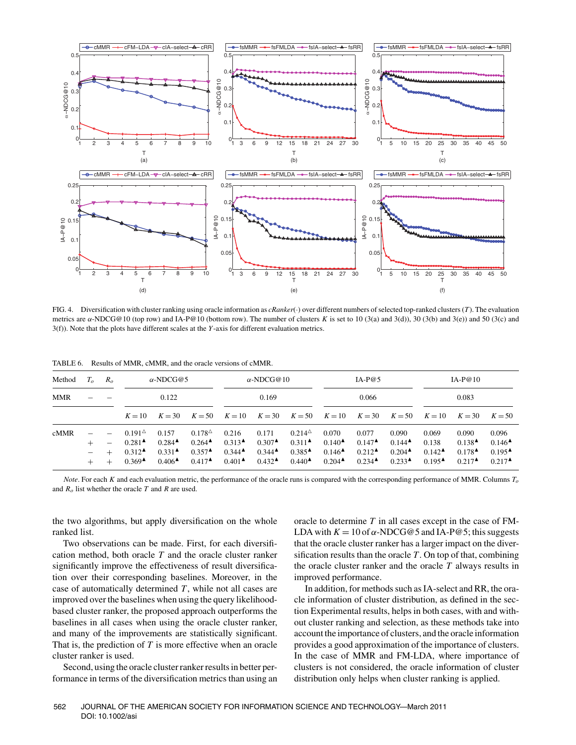FIG. 4. Diversification with cluster ranking using oracle information as *cRanker*(·) over different numbers of selected top-ranked clusters ($T$). The evaluation metrics are $\alpha$-NDCG@10 (top row) and IA-P@10 (bottom row). The number of clusters $K$ is set to 10 (3(a) and 3(d)), 30 (3(b) and 3(e)) and 50 (3(c) and 3(f)). Note that the plots have different scales at the $Y$-axis for different evaluation metrics.

TABLE 6. Results of MMR, cMMR, and the oracle versions of cMMR.

| Method | $T_o$ | $R_o$ | $\alpha$-NDCG@5 | | | $\alpha$-NDCG@10 | | | IA-P@5 | | | IA-P@10 | | |
|---|---|---|---|---|---|---|---|---|---|---|---|---|---|---|
| MMR | – | – | 0.122 | | | 0.169 | | | 0.066 | | | 0.083 | | |
| | | | $K=10$ | $K=30$ | $K=50$ | $K=10$ | $K=30$ | $K=50$ | $K=10$ | $K=30$ | $K=50$ | $K=10$ | $K=30$ | $K=50$ |
| cMMR | – | – | 0.191△ | 0.157 | 0.178△ | 0.216 | 0.171 | 0.214△ | 0.070 | 0.077 | 0.090 | 0.069 | 0.090 | 0.096 |
| | + | – | 0.281▲ | 0.284▲ | 0.264▲ | 0.313▲ | 0.307▲ | 0.311▲ | 0.140▲ | 0.147▲ | 0.144▲ | 0.138 | 0.138▲ | 0.146▲ |
| | – | + | 0.312▲ | 0.331▲ | 0.357▲ | 0.344▲ | 0.344▲ | 0.385▲ | 0.146▲ | 0.212▲ | 0.204▲ | 0.142▲ | 0.178▲ | 0.195▲ |
| | + | + | 0.369▲ | 0.406▲ | 0.417▲ | 0.401▲ | 0.432▲ | 0.440▲ | 0.204▲ | 0.234▲ | 0.233▲ | 0.195▲ | 0.217▲ | 0.217▲ |

*Note*. For each $K$ and each evaluation metric, the performance of the oracle runs is compared with the corresponding performance of MMR. Columns $T_o$ and $R_o$ list whether the oracle $T$ and $R$ are used.

the two algorithms, but apply diversification on the whole ranked list.

Two observations can be made. First, for each diversification method, both oracle $T$ and the oracle cluster ranker significantly improve the effectiveness of result diversification over their corresponding baselines. Moreover, in the case of automatically determined $T$, while not all cases are improved over the baselines when using the query likelihood-based cluster ranker, the proposed approach outperforms the baselines in all cases when using the oracle cluster ranker, and many of the improvements are statistically significant. That is, the prediction of $T$ is more effective when an oracle cluster ranker is used.

Second, using the oracle cluster ranker results in better performance in terms of the diversification metrics than using an oracle to determine $T$ in all cases except in the case of FM-LDA with $K = 10$ of $\alpha$-NDCG@5 and IA-P@5; this suggests that the oracle cluster ranker has a larger impact on the diversification results than the oracle $T$. On top of that, combining the oracle cluster ranker and the oracle $T$ always results in improved performance.

In addition, for methods such as IA-select and RR, the oracle information of cluster distribution, as defined in the section Experimental results, helps in both cases, with and without cluster ranking and selection, as these methods take into account the importance of clusters, and the oracle information provides a good approximation of the importance of clusters. In the case of MMR and FM-LDA, where importance of clusters is not considered, the oracle information of cluster distribution only helps when cluster ranking is applied.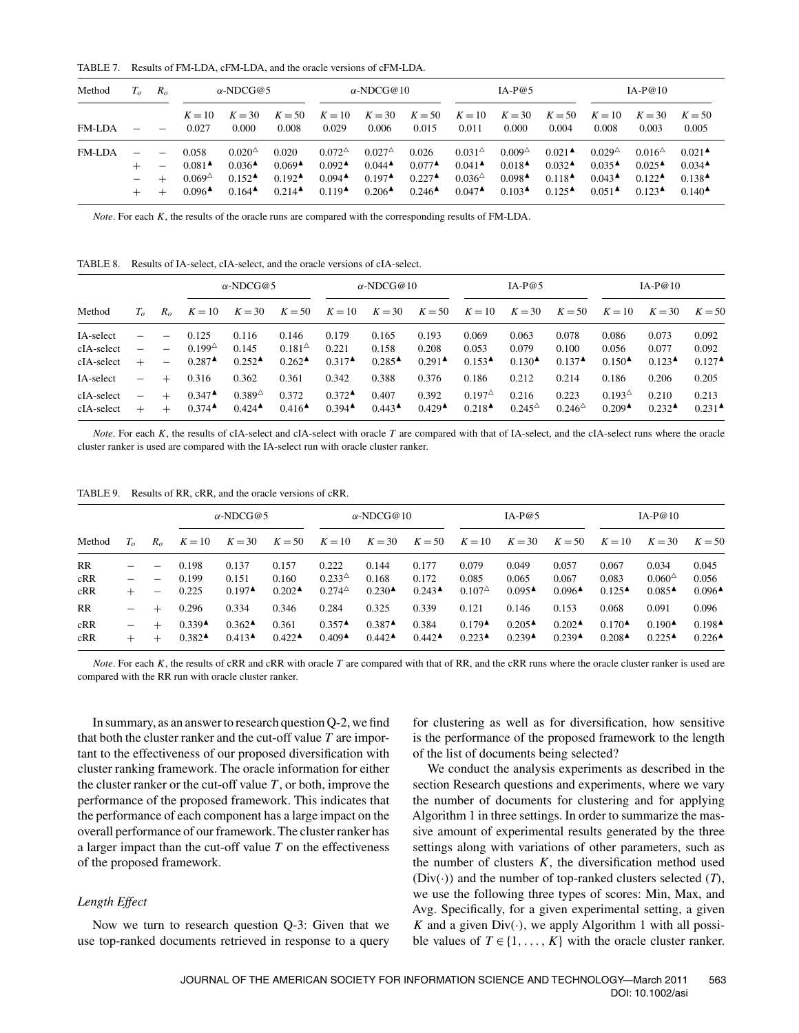TABLE 7. Results of FM-LDA, cFM-LDA, and the oracle versions of cFM-LDA.

| Method | $T_o$ | $R_o$ | α-NDCG@5 | | | α-NDCG@10 | | | IA-P@5 | | | IA-P@10 | | |
|---|---|---|---|---|---|---|---|---|---|---|---|---|---|---|
| | | | $K=10$ | $K=30$ | $K=50$ | $K=10$ | $K=30$ | $K=50$ | $K=10$ | $K=30$ | $K=50$ | $K=10$ | $K=30$ | $K=50$ |
| FM-LDA | − | − | 0.027 | 0.000 | 0.008 | 0.029 | 0.006 | 0.015 | 0.011 | 0.000 | 0.004 | 0.008 | 0.003 | 0.005 |
| FM-LDA | − | − | 0.058 | 0.020$^{\triangle}$ | 0.020 | 0.072$^{\triangle}$ | 0.027$^{\triangle}$ | 0.026 | 0.031$^{\triangle}$ | 0.009$^{\triangle}$ | 0.021$^{\blacktriangle}$ | 0.029$^{\triangle}$ | 0.016$^{\triangle}$ | 0.021$^{\blacktriangle}$ |
| | + | − | 0.081$^{\blacktriangle}$ | 0.036$^{\blacktriangle}$ | 0.069$^{\blacktriangle}$ | 0.092$^{\blacktriangle}$ | 0.044$^{\blacktriangle}$ | 0.077$^{\blacktriangle}$ | 0.041$^{\blacktriangle}$ | 0.018$^{\blacktriangle}$ | 0.032$^{\blacktriangle}$ | 0.035$^{\blacktriangle}$ | 0.025$^{\blacktriangle}$ | 0.034$^{\blacktriangle}$ |
| | − | + | 0.069$^{\triangle}$ | 0.152$^{\blacktriangle}$ | 0.192$^{\blacktriangle}$ | 0.094$^{\blacktriangle}$ | 0.197$^{\blacktriangle}$ | 0.227$^{\blacktriangle}$ | 0.036$^{\triangle}$ | 0.098$^{\blacktriangle}$ | 0.118$^{\blacktriangle}$ | 0.043$^{\blacktriangle}$ | 0.122$^{\blacktriangle}$ | 0.138$^{\blacktriangle}$ |
| | + | + | 0.096$^{\blacktriangle}$ | 0.164$^{\blacktriangle}$ | 0.214$^{\blacktriangle}$ | 0.119$^{\blacktriangle}$ | 0.206$^{\blacktriangle}$ | 0.246$^{\blacktriangle}$ | 0.047$^{\blacktriangle}$ | 0.103$^{\blacktriangle}$ | 0.125$^{\blacktriangle}$ | 0.051$^{\blacktriangle}$ | 0.123$^{\blacktriangle}$ | 0.140$^{\blacktriangle}$ |

*Note*. For each $K$, the results of the oracle runs are compared with the corresponding results of FM-LDA.

TABLE 8. Results of IA-select, cIA-select, and the oracle versions of cIA-select.

| Method | $T_o$ | $R_o$ | α-NDCG@5 | | | α-NDCG@10 | | | IA-P@5 | | | IA-P@10 | | |
|---|---|---|---|---|---|---|---|---|---|---|---|---|---|---|
| | | | $K=10$ | $K=30$ | $K=50$ | $K=10$ | $K=30$ | $K=50$ | $K=10$ | $K=30$ | $K=50$ | $K=10$ | $K=30$ | $K=50$ |
| IA-select | − | − | 0.125 | 0.116 | 0.146 | 0.179 | 0.165 | 0.193 | 0.069 | 0.063 | 0.078 | 0.086 | 0.073 | 0.092 |
| cIA-select | − | − | 0.199$^{\triangle}$ | 0.145 | 0.181$^{\triangle}$ | 0.221 | 0.158 | 0.208 | 0.053 | 0.079 | 0.100 | 0.056 | 0.077 | 0.092 |
| cIA-select | + | − | 0.287$^{\blacktriangle}$ | 0.252$^{\blacktriangle}$ | 0.262$^{\blacktriangle}$ | 0.317$^{\blacktriangle}$ | 0.285$^{\blacktriangle}$ | 0.291$^{\blacktriangle}$ | 0.153$^{\blacktriangle}$ | 0.130$^{\blacktriangle}$ | 0.137$^{\blacktriangle}$ | 0.150$^{\blacktriangle}$ | 0.123$^{\blacktriangle}$ | 0.127$^{\blacktriangle}$ |
| IA-select | − | + | 0.316 | 0.362 | 0.361 | 0.342 | 0.388 | 0.376 | 0.186 | 0.212 | 0.214 | 0.186 | 0.206 | 0.205 |
| cIA-select | − | + | 0.347$^{\blacktriangle}$ | 0.389$^{\triangle}$ | 0.372 | 0.372$^{\blacktriangle}$ | 0.407 | 0.392 | 0.197$^{\triangle}$ | 0.216 | 0.223 | 0.193$^{\triangle}$ | 0.210 | 0.213 |
| cIA-select | + | + | 0.374$^{\blacktriangle}$ | 0.424$^{\blacktriangle}$ | 0.416$^{\blacktriangle}$ | 0.394$^{\blacktriangle}$ | 0.443$^{\blacktriangle}$ | 0.429$^{\blacktriangle}$ | 0.218$^{\blacktriangle}$ | 0.245$^{\triangle}$ | 0.246$^{\triangle}$ | 0.209$^{\blacktriangle}$ | 0.232$^{\blacktriangle}$ | 0.231$^{\blacktriangle}$ |

*Note*. For each $K$, the results of cIA-select and cIA-select with oracle $T$ are compared with that of IA-select, and the cIA-select runs where the oracle cluster ranker is used are compared with the IA-select run with oracle cluster ranker.

TABLE 9. Results of RR, cRR, and the oracle versions of cRR.

| Method | $T_o$ | $R_o$ | α-NDCG@5 | | | α-NDCG@10 | | | IA-P@5 | | | IA-P@10 | | |
|---|---|---|---|---|---|---|---|---|---|---|---|---|---|---|
| | | | $K=10$ | $K=30$ | $K=50$ | $K=10$ | $K=30$ | $K=50$ | $K=10$ | $K=30$ | $K=50$ | $K=10$ | $K=30$ | $K=50$ |
| RR | − | − | 0.198 | 0.137 | 0.157 | 0.222 | 0.144 | 0.177 | 0.079 | 0.049 | 0.057 | 0.067 | 0.034 | 0.045 |
| cRR | − | − | 0.199 | 0.151 | 0.160 | 0.233$^{\triangle}$ | 0.168 | 0.172 | 0.085 | 0.065 | 0.067 | 0.083 | 0.060$^{\triangle}$ | 0.056 |
| cRR | + | − | 0.225 | 0.197$^{\blacktriangle}$ | 0.202$^{\blacktriangle}$ | 0.274$^{\triangle}$ | 0.230$^{\blacktriangle}$ | 0.243$^{\blacktriangle}$ | 0.107$^{\triangle}$ | 0.095$^{\blacktriangle}$ | 0.096$^{\blacktriangle}$ | 0.125$^{\blacktriangle}$ | 0.085$^{\blacktriangle}$ | 0.096$^{\blacktriangle}$ |
| RR | − | + | 0.296 | 0.334 | 0.346 | 0.284 | 0.325 | 0.339 | 0.121 | 0.146 | 0.153 | 0.068 | 0.091 | 0.096 |
| cRR | − | + | 0.339$^{\blacktriangle}$ | 0.362$^{\blacktriangle}$ | 0.361 | 0.357$^{\blacktriangle}$ | 0.387$^{\blacktriangle}$ | 0.384 | 0.179$^{\blacktriangle}$ | 0.205$^{\blacktriangle}$ | 0.202$^{\blacktriangle}$ | 0.170$^{\blacktriangle}$ | 0.190$^{\blacktriangle}$ | 0.198$^{\blacktriangle}$ |
| cRR | + | + | 0.382$^{\blacktriangle}$ | 0.413$^{\blacktriangle}$ | 0.422$^{\blacktriangle}$ | 0.409$^{\blacktriangle}$ | 0.442$^{\blacktriangle}$ | 0.442$^{\blacktriangle}$ | 0.223$^{\blacktriangle}$ | 0.239$^{\blacktriangle}$ | 0.239$^{\blacktriangle}$ | 0.208$^{\blacktriangle}$ | 0.225$^{\blacktriangle}$ | 0.226$^{\blacktriangle}$ |

*Note*. For each $K$, the results of cRR and cRR with oracle $T$ are compared with that of RR, and the cRR runs where the oracle cluster ranker is used are compared with the RR run with oracle cluster ranker.

In summary, as an answer to research question Q-2, we find that both the cluster ranker and the cut-off value $T$ are important to the effectiveness of our proposed diversification with cluster ranking framework. The oracle information for either the cluster ranker or the cut-off value $T$, or both, improve the performance of the proposed framework. This indicates that the performance of each component has a large impact on the overall performance of our framework. The cluster ranker has a larger impact than the cut-off value $T$ on the effectiveness of the proposed framework.

### *Length Effect*

Now we turn to research question Q-3: Given that we use top-ranked documents retrieved in response to a query for clustering as well as for diversification, how sensitive is the performance of the proposed framework to the length of the list of documents being selected?

We conduct the analysis experiments as described in the section Research questions and experiments, where we vary the number of documents for clustering and for applying Algorithm 1 in three settings. In order to summarize the massive amount of experimental results generated by the three settings along with variations of other parameters, such as the number of clusters $K$, the diversification method used ($\mathrm{Div}(\cdot)$) and the number of top-ranked clusters selected ($T$), we use the following three types of scores: Min, Max, and Avg. Specifically, for a given experimental setting, a given $K$ and a given $\mathrm{Div}(\cdot)$, we apply Algorithm 1 with all possible values of $T \in \{1, \ldots, K\}$ with the oracle cluster ranker.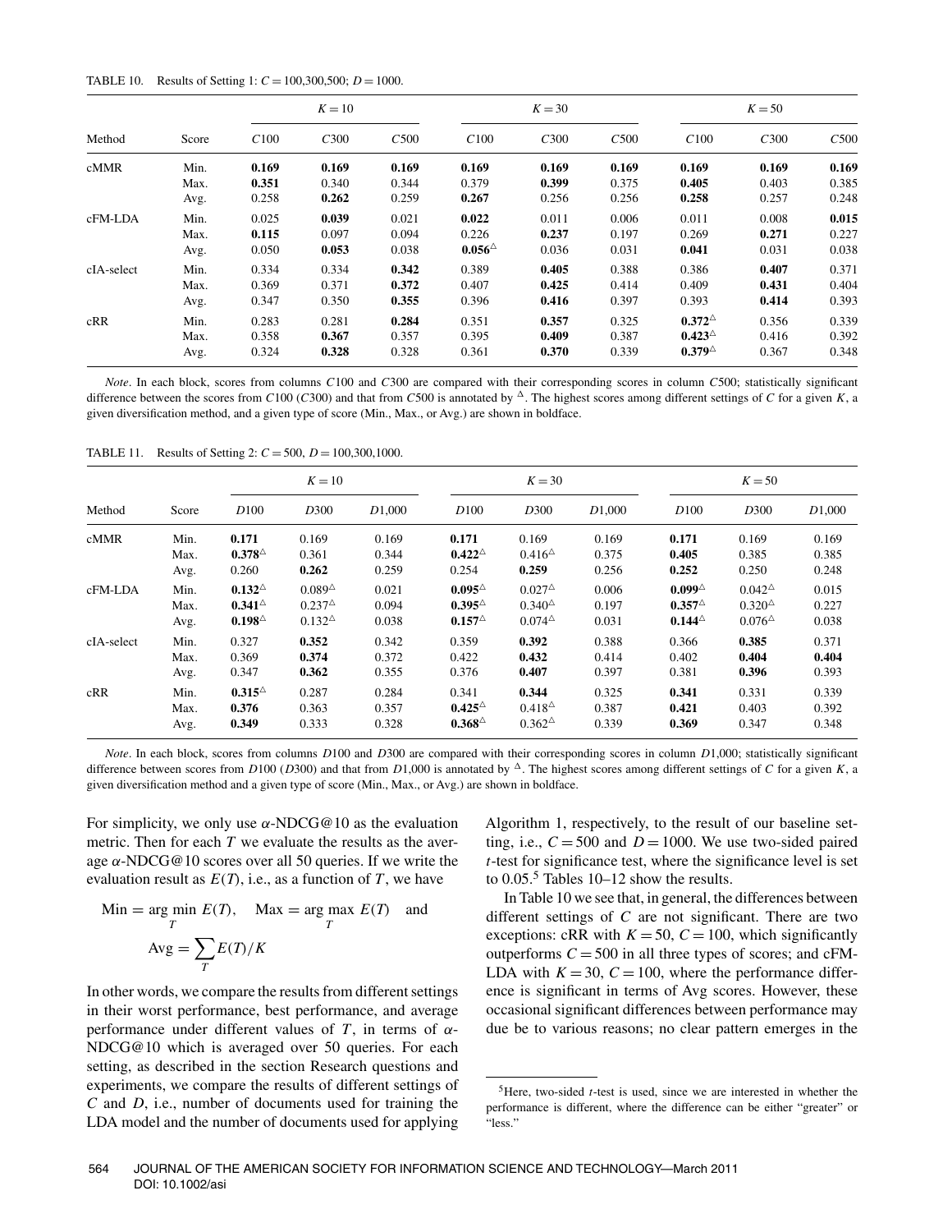TABLE 10. Results of Setting 1: $C = 100,300,500$; $D = 1000$.

| Method | Score | $K=10$ | | | $K=30$ | | | $K=50$ | | |
|---|---|---|---|---|---|---|---|---|---|---|
| | | $C100$ | $C300$ | $C500$ | $C100$ | $C300$ | $C500$ | $C100$ | $C300$ | $C500$ |
| cMMR | Min. | **0.169** | **0.169** | **0.169** | **0.169** | **0.169** | **0.169** | **0.169** | **0.169** | **0.169** |
| | Max. | **0.351** | 0.340 | 0.344 | 0.379 | **0.399** | 0.375 | **0.405** | 0.403 | 0.385 |
| | Avg. | 0.258 | **0.262** | 0.259 | **0.267** | 0.256 | 0.256 | **0.258** | 0.257 | 0.248 |
| cFM-LDA | Min. | 0.025 | **0.039** | 0.021 | **0.022** | 0.011 | 0.006 | 0.011 | 0.008 | **0.015** |
| | Max. | **0.115** | 0.097 | 0.094 | 0.226 | **0.237** | 0.197 | 0.269 | **0.271** | 0.227 |
| | Avg. | 0.050 | **0.053** | 0.038 | **0.056**$^{\triangle}$ | 0.036 | 0.031 | **0.041** | 0.031 | 0.038 |
| cIA-select | Min. | 0.334 | 0.334 | **0.342** | 0.389 | **0.405** | 0.388 | 0.386 | **0.407** | 0.371 |
| | Max. | 0.369 | 0.371 | **0.372** | 0.407 | **0.425** | 0.414 | 0.409 | **0.431** | 0.404 |
| | Avg. | 0.347 | 0.350 | **0.355** | 0.396 | **0.416** | 0.397 | 0.393 | **0.414** | 0.393 |
| cRR | Min. | 0.283 | 0.281 | **0.284** | 0.351 | **0.357** | 0.325 | **0.372**$^{\triangle}$ | 0.356 | 0.339 |
| | Max. | 0.358 | **0.367** | 0.357 | 0.395 | **0.409** | 0.387 | **0.423**$^{\triangle}$ | 0.416 | 0.392 |
| | Avg. | 0.324 | **0.328** | 0.328 | 0.361 | **0.370** | 0.339 | **0.379**$^{\triangle}$ | 0.367 | 0.348 |

*Note*. In each block, scores from columns $C100$ and $C300$ are compared with their corresponding scores in column $C500$; statistically significant difference between the scores from $C100$ ($C300$) and that from $C500$ is annotated by $^{\triangle}$. The highest scores among different settings of $C$ for a given $K$, a given diversification method, and a given type of score (Min., Max., or Avg.) are shown in boldface.

TABLE 11. Results of Setting 2: $C = 500$, $D = 100,300,1000$.

| Method | Score | $K=10$ | | | $K=30$ | | | $K=50$ | | |
|---|---|---|---|---|---|---|---|---|---|---|
| | | $D100$ | $D300$ | $D1{,}000$ | $D100$ | $D300$ | $D1{,}000$ | $D100$ | $D300$ | $D1{,}000$ |
| cMMR | Min. | **0.171** | 0.169 | 0.169 | **0.171** | 0.169 | 0.169 | **0.171** | 0.169 | 0.169 |
| | Max. | **0.378**$^{\triangle}$ | 0.361 | 0.344 | **0.422**$^{\triangle}$ | 0.416$^{\triangle}$ | 0.375 | **0.405** | 0.385 | 0.385 |
| | Avg. | 0.260 | **0.262** | 0.259 | 0.254 | **0.259** | 0.256 | **0.252** | 0.250 | 0.248 |
| cFM-LDA | Min. | **0.132**$^{\triangle}$ | 0.089$^{\triangle}$ | 0.021 | **0.095**$^{\triangle}$ | 0.027$^{\triangle}$ | 0.006 | **0.099**$^{\triangle}$ | 0.042$^{\triangle}$ | 0.015 |
| | Max. | **0.341**$^{\triangle}$ | 0.237$^{\triangle}$ | 0.094 | **0.395**$^{\triangle}$ | 0.340$^{\triangle}$ | 0.197 | **0.357**$^{\triangle}$ | 0.320$^{\triangle}$ | 0.227 |
| | Avg. | **0.198**$^{\triangle}$ | 0.132$^{\triangle}$ | 0.038 | **0.157**$^{\triangle}$ | 0.074$^{\triangle}$ | 0.031 | **0.144**$^{\triangle}$ | 0.076$^{\triangle}$ | 0.038 |
| cIA-select | Min. | 0.327 | **0.352** | 0.342 | 0.359 | **0.392** | 0.388 | 0.366 | **0.385** | 0.371 |
| | Max. | 0.369 | **0.374** | 0.372 | 0.422 | **0.432** | 0.414 | 0.402 | **0.404** | **0.404** |
| | Avg. | 0.347 | **0.362** | 0.355 | 0.376 | **0.407** | 0.397 | 0.381 | **0.396** | 0.393 |
| cRR | Min. | **0.315**$^{\triangle}$ | 0.287 | 0.284 | 0.341 | **0.344** | 0.325 | **0.341** | 0.331 | 0.339 |
| | Max. | **0.376** | 0.363 | 0.357 | **0.425**$^{\triangle}$ | 0.418$^{\triangle}$ | 0.387 | **0.421** | 0.403 | 0.392 |
| | Avg. | **0.349** | 0.333 | 0.328 | **0.368**$^{\triangle}$ | 0.362$^{\triangle}$ | 0.339 | **0.369** | 0.347 | 0.348 |

*Note*. In each block, scores from columns $D100$ and $D300$ are compared with their corresponding scores in column $D1{,}000$; statistically significant difference between scores from $D100$ ($D300$) and that from $D1{,}000$ is annotated by $^{\triangle}$. The highest scores among different settings of $C$ for a given $K$, a given diversification method and a given type of score (Min., Max., or Avg.) are shown in boldface.

For simplicity, we only use $\alpha$-NDCG@10 as the evaluation metric. Then for each $T$ we evaluate the results as the average $\alpha$-NDCG@10 scores over all 50 queries. If we write the evaluation result as $E(T)$, i.e., as a function of $T$, we have

$$\text{Min} = \arg\min_T E(T), \quad \text{Max} = \arg\max_T E(T) \quad \text{and}$$
$$\text{Avg} = \sum_T E(T)/K$$

In other words, we compare the results from different settings in their worst performance, best performance, and average performance under different values of $T$, in terms of $\alpha$-NDCG@10 which is averaged over 50 queries. For each setting, as described in the section Research questions and experiments, we compare the results of different settings of $C$ and $D$, i.e., number of documents used for training the LDA model and the number of documents used for applying Algorithm 1, respectively, to the result of our baseline setting, i.e., $C = 500$ and $D = 1000$. We use two-sided paired $t$-test for significance test, where the significance level is set to 0.05.[5] Tables 10–12 show the results.

In Table 10 we see that, in general, the differences between different settings of $C$ are not significant. There are two exceptions: cRR with $K = 50$, $C = 100$, which significantly outperforms $C = 500$ in all three types of scores; and cFM-LDA with $K = 30$, $C = 100$, where the performance difference is significant in terms of Avg scores. However, these occasional significant differences between performance may due be to various reasons; no clear pattern emerges in the

[5] Here, two-sided $t$-test is used, since we are interested in whether the performance is different, where the difference can be either "greater" or "less."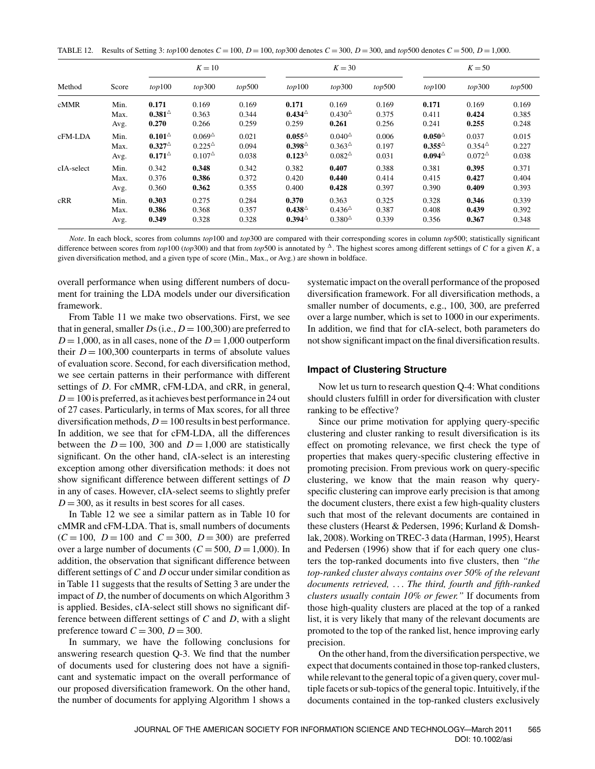TABLE 12. Results of Setting 3: *top*100 denotes $C = 100$, $D = 100$, *top*300 denotes $C = 300$, $D = 300$, and *top*500 denotes $C = 500$, $D = 1{,}000$.

| Method | Score | $K = 10$ | | | $K = 30$ | | | $K = 50$ | | |
|---|---|---|---|---|---|---|---|---|---|---|
| | | *top*100 | *top*300 | *top*500 | *top*100 | *top*300 | *top*500 | *top*100 | *top*300 | *top*500 |
| cMMR | Min. | **0.171** | 0.169 | 0.169 | **0.171** | 0.169 | 0.169 | **0.171** | 0.169 | 0.169 |
| | Max. | **0.381**$^{\triangle}$ | 0.363 | 0.344 | **0.434**$^{\triangle}$ | 0.430$^{\triangle}$ | 0.375 | 0.411 | **0.424** | 0.385 |
| | Avg. | **0.270** | 0.266 | 0.259 | 0.259 | **0.261** | 0.256 | 0.241 | **0.255** | 0.248 |
| cFM-LDA | Min. | **0.101**$^{\triangle}$ | 0.069$^{\triangle}$ | 0.021 | **0.055**$^{\triangle}$ | 0.040$^{\triangle}$ | 0.006 | **0.050**$^{\triangle}$ | 0.037 | 0.015 |
| | Max. | **0.327**$^{\triangle}$ | 0.225$^{\triangle}$ | 0.094 | **0.398**$^{\triangle}$ | 0.363$^{\triangle}$ | 0.197 | **0.355**$^{\triangle}$ | 0.354$^{\triangle}$ | 0.227 |
| | Avg. | **0.171**$^{\triangle}$ | 0.107$^{\triangle}$ | 0.038 | **0.123**$^{\triangle}$ | 0.082$^{\triangle}$ | 0.031 | **0.094**$^{\triangle}$ | 0.072$^{\triangle}$ | 0.038 |
| cIA-select | Min. | 0.342 | **0.348** | 0.342 | 0.382 | **0.407** | 0.388 | 0.381 | **0.395** | 0.371 |
| | Max. | 0.376 | **0.386** | 0.372 | 0.420 | **0.440** | 0.414 | 0.415 | **0.427** | 0.404 |
| | Avg. | 0.360 | **0.362** | 0.355 | 0.400 | **0.428** | 0.397 | 0.390 | **0.409** | 0.393 |
| cRR | Min. | **0.303** | 0.275 | 0.284 | **0.370** | 0.363 | 0.325 | 0.328 | **0.346** | 0.339 |
| | Max. | **0.386** | 0.368 | 0.357 | **0.438**$^{\triangle}$ | 0.436$^{\triangle}$ | 0.387 | 0.408 | **0.439** | 0.392 |
| | Avg. | **0.349** | 0.328 | 0.328 | **0.394**$^{\triangle}$ | 0.380$^{\triangle}$ | 0.339 | 0.356 | **0.367** | 0.348 |

*Note*. In each block, scores from columns *top*100 and *top*300 are compared with their corresponding scores in column *top*500; statistically significant difference between scores from *top*100 (*top*300) and that from *top*500 is annotated by $^{\triangle}$. The highest scores among different settings of $C$ for a given $K$, a given diversification method, and a given type of score (Min., Max., or Avg.) are shown in boldface.

overall performance when using different numbers of document for training the LDA models under our diversification framework.

From Table 11 we make two observations. First, we see that in general, smaller $D$s (i.e., $D = 100{,}300$) are preferred to $D = 1{,}000$, as in all cases, none of the $D = 1{,}000$ outperform their $D = 100{,}300$ counterparts in terms of absolute values of evaluation score. Second, for each diversification method, we see certain patterns in their performance with different settings of $D$. For cMMR, cFM-LDA, and cRR, in general, $D = 100$ is preferred, as it achieves best performance in 24 out of 27 cases. Particularly, in terms of Max scores, for all three diversification methods, $D = 100$ results in best performance. In addition, we see that for cFM-LDA, all the differences between the $D = 100$, 300 and $D = 1{,}000$ are statistically significant. On the other hand, cIA-select is an interesting exception among other diversification methods: it does not show significant difference between different settings of $D$ in any of cases. However, cIA-select seems to slightly prefer $D = 300$, as it results in best scores for all cases.

In Table 12 we see a similar pattern as in Table 10 for cMMR and cFM-LDA. That is, small numbers of documents ($C = 100$, $D = 100$ and $C = 300$, $D = 300$) are preferred over a large number of documents ($C = 500$, $D = 1{,}000$). In addition, the observation that significant difference between different settings of $C$ and $D$ occur under similar condition as in Table 11 suggests that the results of Setting 3 are under the impact of $D$, the number of documents on which Algorithm 3 is applied. Besides, cIA-select still shows no significant difference between different settings of $C$ and $D$, with a slight preference toward $C = 300$, $D = 300$.

In summary, we have the following conclusions for answering research question Q-3. We find that the number of documents used for clustering does not have a significant and systematic impact on the overall performance of our proposed diversification framework. On the other hand, the number of documents for applying Algorithm 1 shows a systematic impact on the overall performance of the proposed diversification framework. For all diversification methods, a smaller number of documents, e.g., 100, 300, are preferred over a large number, which is set to 1000 in our experiments. In addition, we find that for cIA-select, both parameters do not show significant impact on the final diversification results.

### Impact of Clustering Structure

Now let us turn to research question Q-4: What conditions should clusters fulfill in order for diversification with cluster ranking to be effective?

Since our prime motivation for applying query-specific clustering and cluster ranking to result diversification is its effect on promoting relevance, we first check the type of properties that makes query-specific clustering effective in promoting precision. From previous work on query-specific clustering, we know that the main reason why query-specific clustering can improve early precision is that among the document clusters, there exist a few high-quality clusters such that most of the relevant documents are contained in these clusters (Hearst & Pedersen, 1996; Kurland & Domshlak, 2008). Working on TREC-3 data (Harman, 1995), Hearst and Pedersen (1996) show that if for each query one clusters the top-ranked documents into five clusters, then *"the top-ranked cluster always contains over 50% of the relevant documents retrieved, ... The third, fourth and fifth-ranked clusters usually contain 10% or fewer."* If documents from those high-quality clusters are placed at the top of a ranked list, it is very likely that many of the relevant documents are promoted to the top of the ranked list, hence improving early precision.

On the other hand, from the diversification perspective, we expect that documents contained in those top-ranked clusters, while relevant to the general topic of a given query, cover multiple facets or sub-topics of the general topic. Intuitively, if the documents contained in the top-ranked clusters exclusively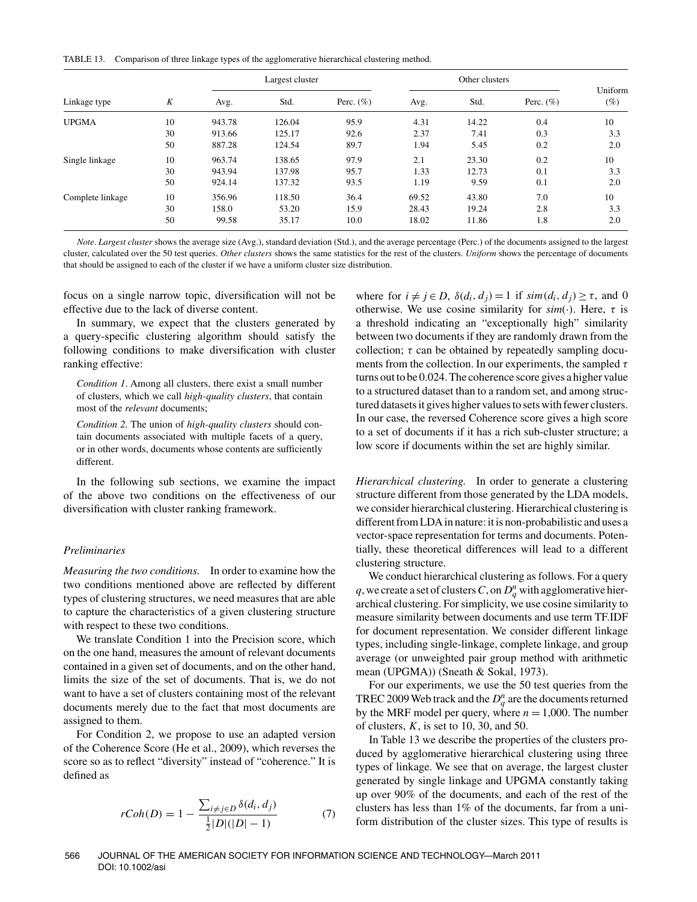TABLE 13. Comparison of three linkage types of the agglomerative hierarchical clustering method.

| Linkage type | $K$ | Largest cluster | | | Other clusters | | | Uniform (%) |
|---|---|---|---|---|---|---|---|---|
| | | Avg. | Std. | Perc. (%) | Avg. | Std. | Perc. (%) | |
| UPGMA | 10 | 943.78 | 126.04 | 95.9 | 4.31 | 14.22 | 0.4 | 10 |
| | 30 | 913.66 | 125.17 | 92.6 | 2.37 | 7.41 | 0.3 | 3.3 |
| | 50 | 887.28 | 124.54 | 89.7 | 1.94 | 5.45 | 0.2 | 2.0 |
| Single linkage | 10 | 963.74 | 138.65 | 97.9 | 2.1 | 23.30 | 0.2 | 10 |
| | 30 | 943.94 | 137.98 | 95.7 | 1.33 | 12.73 | 0.1 | 3.3 |
| | 50 | 924.14 | 137.32 | 93.5 | 1.19 | 9.59 | 0.1 | 2.0 |
| Complete linkage | 10 | 356.96 | 118.50 | 36.4 | 69.52 | 43.80 | 7.0 | 10 |
| | 30 | 158.0 | 53.20 | 15.9 | 28.43 | 19.24 | 2.8 | 3.3 |
| | 50 | 99.58 | 35.17 | 10.0 | 18.02 | 11.86 | 1.8 | 2.0 |

*Note*. *Largest cluster* shows the average size (Avg.), standard deviation (Std.), and the average percentage (Perc.) of the documents assigned to the largest cluster, calculated over the 50 test queries. *Other clusters* shows the same statistics for the rest of the clusters. *Uniform* shows the percentage of documents that should be assigned to each of the cluster if we have a uniform cluster size distribution.

focus on a single narrow topic, diversification will not be effective due to the lack of diverse content.

In summary, we expect that the clusters generated by a query-specific clustering algorithm should satisfy the following conditions to make diversification with cluster ranking effective:

> *Condition 1*. Among all clusters, there exist a small number of clusters, which we call *high-quality clusters*, that contain most of the *relevant* documents;
>
> *Condition 2.* The union of *high-quality clusters* should contain documents associated with multiple facets of a query, or in other words, documents whose contents are sufficiently different.

In the following sub sections, we examine the impact of the above two conditions on the effectiveness of our diversification with cluster ranking framework.

### *Preliminaries*

*Measuring the two conditions.* In order to examine how the two conditions mentioned above are reflected by different types of clustering structures, we need measures that are able to capture the characteristics of a given clustering structure with respect to these two conditions.

We translate Condition 1 into the Precision score, which on the one hand, measures the amount of relevant documents contained in a given set of documents, and on the other hand, limits the size of the set of documents. That is, we do not want to have a set of clusters containing most of the relevant documents merely due to the fact that most documents are assigned to them.

For Condition 2, we propose to use an adapted version of the Coherence Score (He et al., 2009), which reverses the score so as to reflect "diversity" instead of "coherence." It is defined as

$$rCoh(D) = 1 - \frac{\sum_{i \neq j \in D} \delta(d_i, d_j)}{\frac{1}{2}|D|(|D|-1)} \qquad (7)$$

where for $i \neq j \in D$, $\delta(d_i, d_j) = 1$ if $sim(d_i, d_j) \geq \tau$, and 0 otherwise. We use cosine similarity for $sim(\cdot)$. Here, $\tau$ is a threshold indicating an "exceptionally high" similarity between two documents if they are randomly drawn from the collection; $\tau$ can be obtained by repeatedly sampling documents from the collection. In our experiments, the sampled $\tau$ turns out to be 0.024. The coherence score gives a higher value to a structured dataset than to a random set, and among structured datasets it gives higher values to sets with fewer clusters. In our case, the reversed Coherence score gives a high score to a set of documents if it has a rich sub-cluster structure; a low score if documents within the set are highly similar.

*Hierarchical clustering.* In order to generate a clustering structure different from those generated by the LDA models, we consider hierarchical clustering. Hierarchical clustering is different from LDA in nature: it is non-probabilistic and uses a vector-space representation for terms and documents. Potentially, these theoretical differences will lead to a different clustering structure.

We conduct hierarchical clustering as follows. For a query $q$, we create a set of clusters $C$, on $D_q^n$ with agglomerative hierarchical clustering. For simplicity, we use cosine similarity to measure similarity between documents and use term TF.IDF for document representation. We consider different linkage types, including single-linkage, complete linkage, and group average (or unweighted pair group method with arithmetic mean (UPGMA)) (Sneath & Sokal, 1973).

For our experiments, we use the 50 test queries from the TREC 2009 Web track and the $D_q^n$ are the documents returned by the MRF model per query, where $n = 1{,}000$. The number of clusters, $K$, is set to 10, 30, and 50.

In Table 13 we describe the properties of the clusters produced by agglomerative hierarchical clustering using three types of linkage. We see that on average, the largest cluster generated by single linkage and UPGMA constantly taking up over 90% of the documents, and each of the rest of the clusters has less than 1% of the documents, far from a uniform distribution of the cluster sizes. This type of results is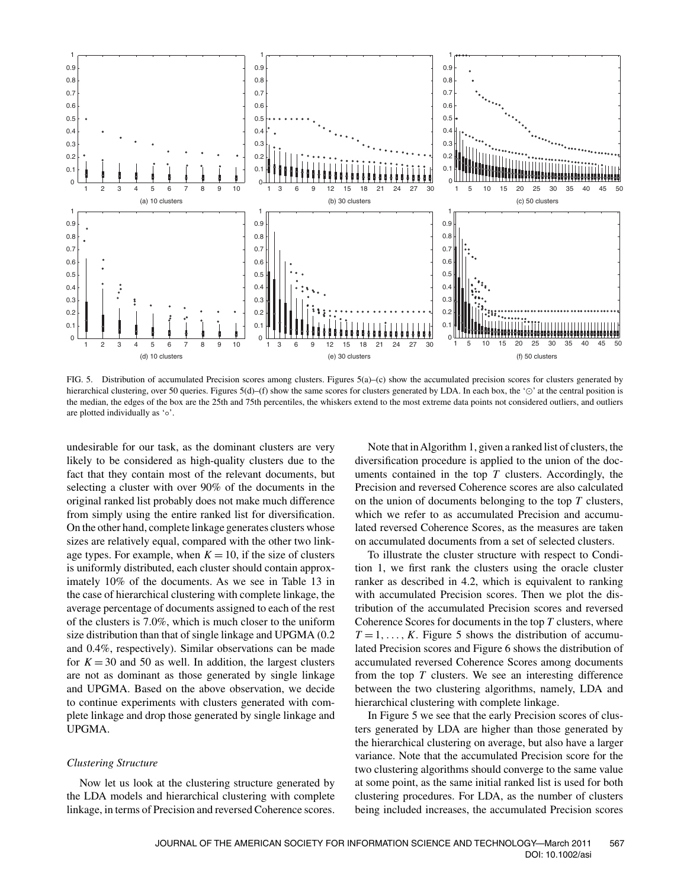FIG. 5. Distribution of accumulated Precision scores among clusters. Figures 5(a)–(c) show the accumulated precision scores for clusters generated by hierarchical clustering, over 50 queries. Figures 5(d)–(f) show the same scores for clusters generated by LDA. In each box, the '⊙' at the central position is the median, the edges of the box are the 25th and 75th percentiles, the whiskers extend to the most extreme data points not considered outliers, and outliers are plotted individually as '∘'.

undesirable for our task, as the dominant clusters are very likely to be considered as high-quality clusters due to the fact that they contain most of the relevant documents, but selecting a cluster with over 90% of the documents in the original ranked list probably does not make much difference from simply using the entire ranked list for diversification. On the other hand, complete linkage generates clusters whose sizes are relatively equal, compared with the other two linkage types. For example, when $K = 10$, if the size of clusters is uniformly distributed, each cluster should contain approximately 10% of the documents. As we see in Table 13 in the case of hierarchical clustering with complete linkage, the average percentage of documents assigned to each of the rest of the clusters is 7.0%, which is much closer to the uniform size distribution than that of single linkage and UPGMA (0.2 and 0.4%, respectively). Similar observations can be made for $K = 30$ and 50 as well. In addition, the largest clusters are not as dominant as those generated by single linkage and UPGMA. Based on the above observation, we decide to continue experiments with clusters generated with complete linkage and drop those generated by single linkage and UPGMA.

### *Clustering Structure*

Now let us look at the clustering structure generated by the LDA models and hierarchical clustering with complete linkage, in terms of Precision and reversed Coherence scores.

Note that in Algorithm 1, given a ranked list of clusters, the diversification procedure is applied to the union of the documents contained in the top $T$ clusters. Accordingly, the Precision and reversed Coherence scores are also calculated on the union of documents belonging to the top $T$ clusters, which we refer to as accumulated Precision and accumulated reversed Coherence Scores, as the measures are taken on accumulated documents from a set of selected clusters.

To illustrate the cluster structure with respect to Condition 1, we first rank the clusters using the oracle cluster ranker as described in 4.2, which is equivalent to ranking with accumulated Precision scores. Then we plot the distribution of the accumulated Precision scores and reversed Coherence Scores for documents in the top $T$ clusters, where $T = 1, \ldots, K$. Figure 5 shows the distribution of accumulated Precision scores and Figure 6 shows the distribution of accumulated reversed Coherence Scores among documents from the top $T$ clusters. We see an interesting difference between the two clustering algorithms, namely, LDA and hierarchical clustering with complete linkage.

In Figure 5 we see that the early Precision scores of clusters generated by LDA are higher than those generated by the hierarchical clustering on average, but also have a larger variance. Note that the accumulated Precision score for the two clustering algorithms should converge to the same value at some point, as the same initial ranked list is used for both clustering procedures. For LDA, as the number of clusters being included increases, the accumulated Precision scores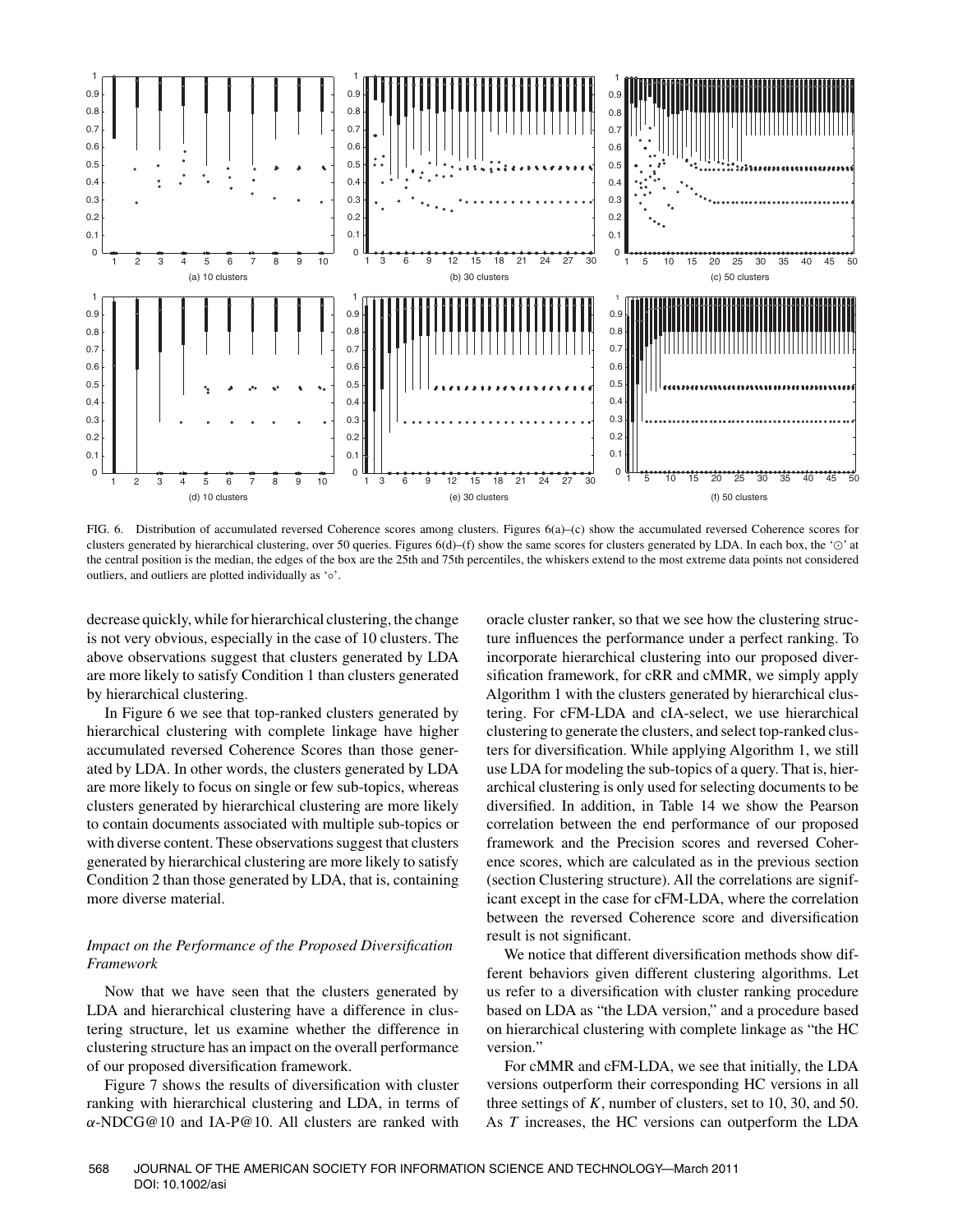FIG. 6. Distribution of accumulated reversed Coherence scores among clusters. Figures 6(a)–(c) show the accumulated reversed Coherence scores for clusters generated by hierarchical clustering, over 50 queries. Figures 6(d)–(f) show the same scores for clusters generated by LDA. In each box, the '⊙' at the central position is the median, the edges of the box are the 25th and 75th percentiles, the whiskers extend to the most extreme data points not considered outliers, and outliers are plotted individually as '∘'.

decrease quickly, while for hierarchical clustering, the change is not very obvious, especially in the case of 10 clusters. The above observations suggest that clusters generated by LDA are more likely to satisfy Condition 1 than clusters generated by hierarchical clustering.

In Figure 6 we see that top-ranked clusters generated by hierarchical clustering with complete linkage have higher accumulated reversed Coherence Scores than those generated by LDA. In other words, the clusters generated by LDA are more likely to focus on single or few sub-topics, whereas clusters generated by hierarchical clustering are more likely to contain documents associated with multiple sub-topics or with diverse content. These observations suggest that clusters generated by hierarchical clustering are more likely to satisfy Condition 2 than those generated by LDA, that is, containing more diverse material.

### *Impact on the Performance of the Proposed Diversification Framework*

Now that we have seen that the clusters generated by LDA and hierarchical clustering have a difference in clustering structure, let us examine whether the difference in clustering structure has an impact on the overall performance of our proposed diversification framework.

Figure 7 shows the results of diversification with cluster ranking with hierarchical clustering and LDA, in terms of $\alpha$-NDCG@10 and IA-P@10. All clusters are ranked with oracle cluster ranker, so that we see how the clustering structure influences the performance under a perfect ranking. To incorporate hierarchical clustering into our proposed diversification framework, for cRR and cMMR, we simply apply Algorithm 1 with the clusters generated by hierarchical clustering. For cFM-LDA and cIA-select, we use hierarchical clustering to generate the clusters, and select top-ranked clusters for diversification. While applying Algorithm 1, we still use LDA for modeling the sub-topics of a query. That is, hierarchical clustering is only used for selecting documents to be diversified. In addition, in Table 14 we show the Pearson correlation between the end performance of our proposed framework and the Precision scores and reversed Coherence scores, which are calculated as in the previous section (section Clustering structure). All the correlations are significant except in the case for cFM-LDA, where the correlation between the reversed Coherence score and diversification result is not significant.

We notice that different diversification methods show different behaviors given different clustering algorithms. Let us refer to a diversification with cluster ranking procedure based on LDA as "the LDA version," and a procedure based on hierarchical clustering with complete linkage as "the HC version."

For cMMR and cFM-LDA, we see that initially, the LDA versions outperform their corresponding HC versions in all three settings of $K$, number of clusters, set to 10, 30, and 50. As $T$ increases, the HC versions can outperform the LDA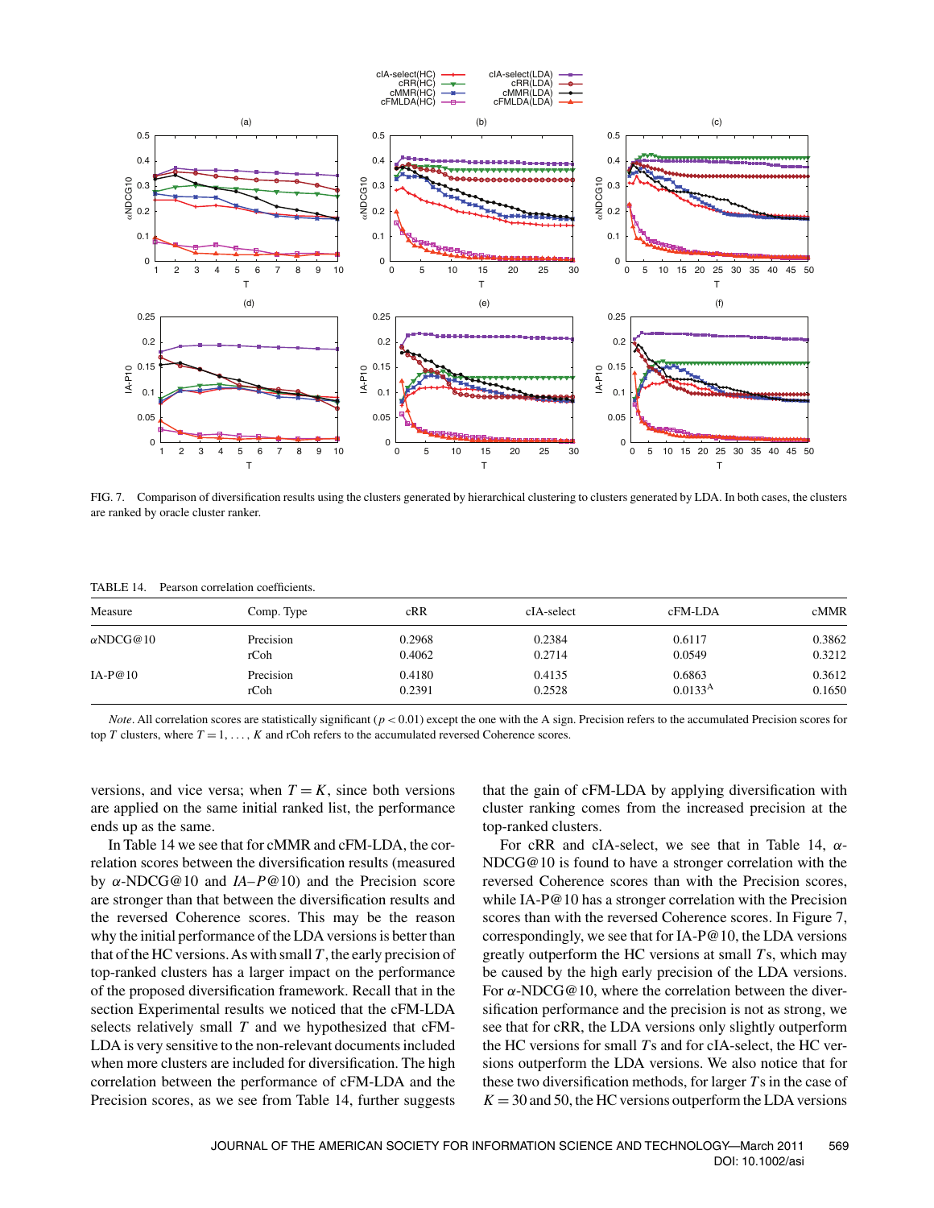FIG. 7. Comparison of diversification results using the clusters generated by hierarchical clustering to clusters generated by LDA. In both cases, the clusters are ranked by oracle cluster ranker.

TABLE 14. Pearson correlation coefficients.

| Measure | Comp. Type | cRR | cIA-select | cFM-LDA | cMMR |
|---|---|---|---|---|---|
| $\alpha$NDCG@10 | Precision | 0.2968 | 0.2384 | 0.6117 | 0.3862 |
| | rCoh | 0.4062 | 0.2714 | 0.0549 | 0.3212 |
| IA-P@10 | Precision | 0.4180 | 0.4135 | 0.6863 | 0.3612 |
| | rCoh | 0.2391 | 0.2528 | $0.0133^{A}$ | 0.1650 |

*Note*. All correlation scores are statistically significant ($p < 0.01$) except the one with the A sign. Precision refers to the accumulated Precision scores for top $T$ clusters, where $T = 1, \ldots, K$ and rCoh refers to the accumulated reversed Coherence scores.

versions, and vice versa; when $T = K$, since both versions are applied on the same initial ranked list, the performance ends up as the same.

In Table 14 we see that for cMMR and cFM-LDA, the correlation scores between the diversification results (measured by $\alpha$-NDCG@10 and *IA–P*@10) and the Precision score are stronger than that between the diversification results and the reversed Coherence scores. This may be the reason why the initial performance of the LDA versions is better than that of the HC versions. As with small $T$, the early precision of top-ranked clusters has a larger impact on the performance of the proposed diversification framework. Recall that in the section Experimental results we noticed that the cFM-LDA selects relatively small $T$ and we hypothesized that cFM-LDA is very sensitive to the non-relevant documents included when more clusters are included for diversification. The high correlation between the performance of cFM-LDA and the Precision scores, as we see from Table 14, further suggests that the gain of cFM-LDA by applying diversification with cluster ranking comes from the increased precision at the top-ranked clusters.

For cRR and cIA-select, we see that in Table 14, $\alpha$-NDCG@10 is found to have a stronger correlation with the reversed Coherence scores than with the Precision scores, while IA-P@10 has a stronger correlation with the Precision scores than with the reversed Coherence scores. In Figure 7, correspondingly, we see that for IA-P@10, the LDA versions greatly outperform the HC versions at small $T$s, which may be caused by the high early precision of the LDA versions. For $\alpha$-NDCG@10, where the correlation between the diversification performance and the precision is not as strong, we see that for cRR, the LDA versions only slightly outperform the HC versions for small $T$s and for cIA-select, the HC versions outperform the LDA versions. We also notice that for these two diversification methods, for larger $T$s in the case of $K = 30$ and 50, the HC versions outperform the LDA versions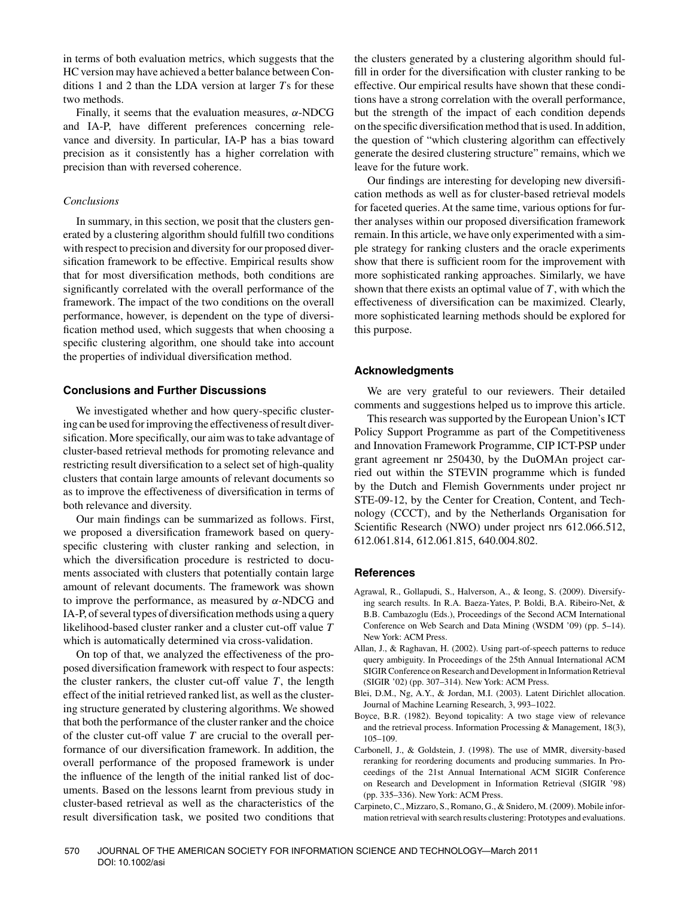in terms of both evaluation metrics, which suggests that the HC version may have achieved a better balance between Conditions 1 and 2 than the LDA version at larger $T$s for these two methods.

Finally, it seems that the evaluation measures, $\alpha$-NDCG and IA-P, have different preferences concerning relevance and diversity. In particular, IA-P has a bias toward precision as it consistently has a higher correlation with precision than with reversed coherence.

### *Conclusions*

In summary, in this section, we posit that the clusters generated by a clustering algorithm should fulfill two conditions with respect to precision and diversity for our proposed diversification framework to be effective. Empirical results show that for most diversification methods, both conditions are significantly correlated with the overall performance of the framework. The impact of the two conditions on the overall performance, however, is dependent on the type of diversification method used, which suggests that when choosing a specific clustering algorithm, one should take into account the properties of individual diversification method.

## Conclusions and Further Discussions

We investigated whether and how query-specific clustering can be used for improving the effectiveness of result diversification. More specifically, our aim was to take advantage of cluster-based retrieval methods for promoting relevance and restricting result diversification to a select set of high-quality clusters that contain large amounts of relevant documents so as to improve the effectiveness of diversification in terms of both relevance and diversity.

Our main findings can be summarized as follows. First, we proposed a diversification framework based on query-specific clustering with cluster ranking and selection, in which the diversification procedure is restricted to documents associated with clusters that potentially contain large amount of relevant documents. The framework was shown to improve the performance, as measured by $\alpha$-NDCG and IA-P, of several types of diversification methods using a query likelihood-based cluster ranker and a cluster cut-off value $T$ which is automatically determined via cross-validation.

On top of that, we analyzed the effectiveness of the proposed diversification framework with respect to four aspects: the cluster rankers, the cluster cut-off value $T$, the length effect of the initial retrieved ranked list, as well as the clustering structure generated by clustering algorithms. We showed that both the performance of the cluster ranker and the choice of the cluster cut-off value $T$ are crucial to the overall performance of our diversification framework. In addition, the overall performance of the proposed framework is under the influence of the length of the initial ranked list of documents. Based on the lessons learnt from previous study in cluster-based retrieval as well as the characteristics of the result diversification task, we posited two conditions that the clusters generated by a clustering algorithm should fulfill in order for the diversification with cluster ranking to be effective. Our empirical results have shown that these conditions have a strong correlation with the overall performance, but the strength of the impact of each condition depends on the specific diversification method that is used. In addition, the question of "which clustering algorithm can effectively generate the desired clustering structure" remains, which we leave for the future work.

Our findings are interesting for developing new diversification methods as well as for cluster-based retrieval models for faceted queries. At the same time, various options for further analyses within our proposed diversification framework remain. In this article, we have only experimented with a simple strategy for ranking clusters and the oracle experiments show that there is sufficient room for the improvement with more sophisticated ranking approaches. Similarly, we have shown that there exists an optimal value of $T$, with which the effectiveness of diversification can be maximized. Clearly, more sophisticated learning methods should be explored for this purpose.

## Acknowledgments

We are very grateful to our reviewers. Their detailed comments and suggestions helped us to improve this article.

This research was supported by the European Union's ICT Policy Support Programme as part of the Competitiveness and Innovation Framework Programme, CIP ICT-PSP under grant agreement nr 250430, by the DuOMAn project carried out within the STEVIN programme which is funded by the Dutch and Flemish Governments under project nr STE-09-12, by the Center for Creation, Content, and Technology (CCCT), and by the Netherlands Organisation for Scientific Research (NWO) under project nrs 612.066.512, 612.061.814, 612.061.815, 640.004.802.

## References

Agrawal, R., Gollapudi, S., Halverson, A., & Ieong, S. (2009). Diversifying search results. In R.A. Baeza-Yates, P. Boldi, B.A. Ribeiro-Net, & B.B. Cambazoglu (Eds.), Proceedings of the Second ACM International Conference on Web Search and Data Mining (WSDM '09) (pp. 5–14). New York: ACM Press.

Allan, J., & Raghavan, H. (2002). Using part-of-speech patterns to reduce query ambiguity. In Proceedings of the 25th Annual International ACM SIGIR Conference on Research and Development in Information Retrieval (SIGIR '02) (pp. 307–314). New York: ACM Press.

Blei, D.M., Ng, A.Y., & Jordan, M.I. (2003). Latent Dirichlet allocation. Journal of Machine Learning Research, 3, 993–1022.

Boyce, B.R. (1982). Beyond topicality: A two stage view of relevance and the retrieval process. Information Processing & Management, 18(3), 105–109.

Carbonell, J., & Goldstein, J. (1998). The use of MMR, diversity-based reranking for reordering documents and producing summaries. In Proceedings of the 21st Annual International ACM SIGIR Conference on Research and Development in Information Retrieval (SIGIR '98) (pp. 335–336). New York: ACM Press.

Carpineto, C., Mizzaro, S., Romano, G., & Snidero, M. (2009). Mobile information retrieval with search results clustering: Prototypes and evaluations.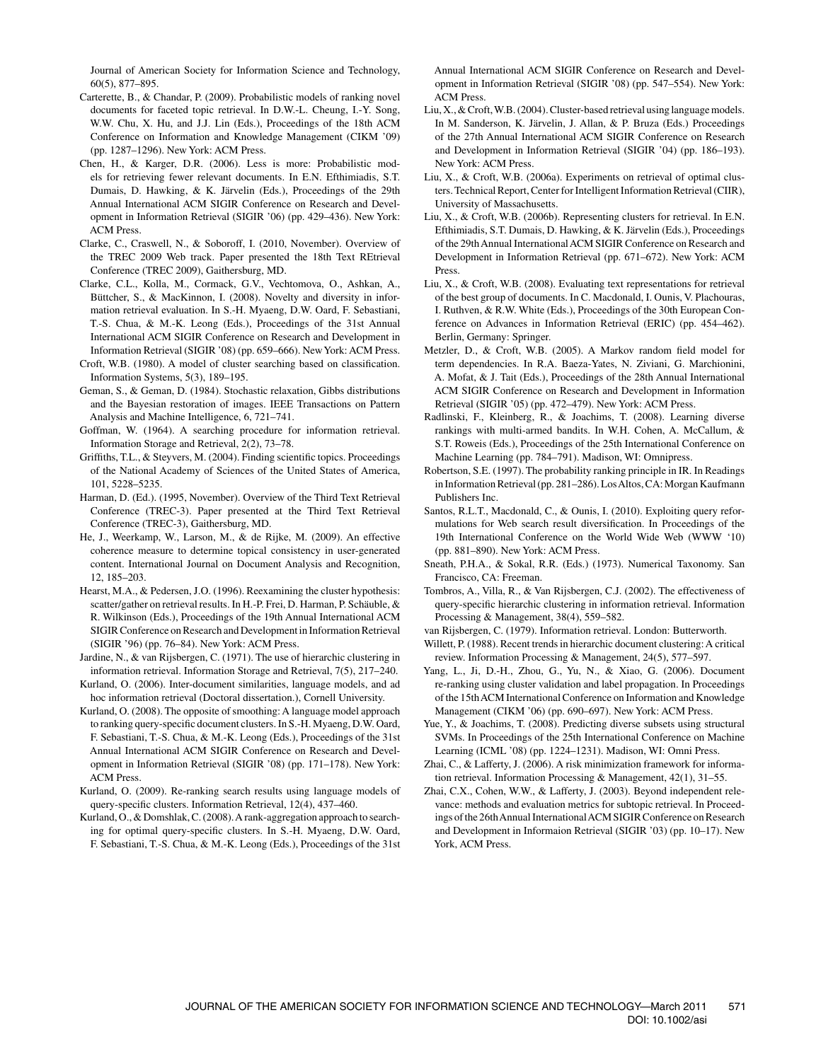Journal of American Society for Information Science and Technology, 60(5), 877–895.

Carterette, B., & Chandar, P. (2009). Probabilistic models of ranking novel documents for faceted topic retrieval. In D.W.-L. Cheung, I.-Y. Song, W.W. Chu, X. Hu, and J.J. Lin (Eds.), Proceedings of the 18th ACM Conference on Information and Knowledge Management (CIKM '09) (pp. 1287–1296). New York: ACM Press.

Chen, H., & Karger, D.R. (2006). Less is more: Probabilistic models for retrieving fewer relevant documents. In E.N. Efthimiadis, S.T. Dumais, D. Hawking, & K. Järvelin (Eds.), Proceedings of the 29th Annual International ACM SIGIR Conference on Research and Development in Information Retrieval (SIGIR '06) (pp. 429–436). New York: ACM Press.

Clarke, C., Craswell, N., & Soboroff, I. (2010, November). Overview of the TREC 2009 Web track. Paper presented the 18th Text REtrieval Conference (TREC 2009), Gaithersburg, MD.

Clarke, C.L., Kolla, M., Cormack, G.V., Vechtomova, O., Ashkan, A., Büttcher, S., & MacKinnon, I. (2008). Novelty and diversity in information retrieval evaluation. In S.-H. Myaeng, D.W. Oard, F. Sebastiani, T.-S. Chua, & M.-K. Leong (Eds.), Proceedings of the 31st Annual International ACM SIGIR Conference on Research and Development in Information Retrieval (SIGIR '08) (pp. 659–666). New York: ACM Press.

Croft, W.B. (1980). A model of cluster searching based on classification. Information Systems, 5(3), 189–195.

Geman, S., & Geman, D. (1984). Stochastic relaxation, Gibbs distributions and the Bayesian restoration of images. IEEE Transactions on Pattern Analysis and Machine Intelligence, 6, 721–741.

Goffman, W. (1964). A searching procedure for information retrieval. Information Storage and Retrieval, 2(2), 73–78.

Griffiths, T.L., & Steyvers, M. (2004). Finding scientific topics. Proceedings of the National Academy of Sciences of the United States of America, 101, 5228–5235.

Harman, D. (Ed.). (1995, November). Overview of the Third Text Retrieval Conference (TREC-3). Paper presented at the Third Text Retrieval Conference (TREC-3), Gaithersburg, MD.

He, J., Weerkamp, W., Larson, M., & de Rijke, M. (2009). An effective coherence measure to determine topical consistency in user-generated content. International Journal on Document Analysis and Recognition, 12, 185–203.

Hearst, M.A., & Pedersen, J.O. (1996). Reexamining the cluster hypothesis: scatter/gather on retrieval results. In H.-P. Frei, D. Harman, P. Schäuble, & R. Wilkinson (Eds.), Proceedings of the 19th Annual International ACM SIGIR Conference on Research and Development in Information Retrieval (SIGIR '96) (pp. 76–84). New York: ACM Press.

Jardine, N., & van Rijsbergen, C. (1971). The use of hierarchic clustering in information retrieval. Information Storage and Retrieval, 7(5), 217–240.

Kurland, O. (2006). Inter-document similarities, language models, and ad hoc information retrieval (Doctoral dissertation.), Cornell University.

Kurland, O. (2008). The opposite of smoothing: A language model approach to ranking query-specific document clusters. In S.-H. Myaeng, D.W. Oard, F. Sebastiani, T.-S. Chua, & M.-K. Leong (Eds.), Proceedings of the 31st Annual International ACM SIGIR Conference on Research and Development in Information Retrieval (SIGIR '08) (pp. 171–178). New York: ACM Press.

Kurland, O. (2009). Re-ranking search results using language models of query-specific clusters. Information Retrieval, 12(4), 437–460.

Kurland, O., & Domshlak, C. (2008). A rank-aggregation approach to searching for optimal query-specific clusters. In S.-H. Myaeng, D.W. Oard, F. Sebastiani, T.-S. Chua, & M.-K. Leong (Eds.), Proceedings of the 31st Annual International ACM SIGIR Conference on Research and Development in Information Retrieval (SIGIR '08) (pp. 547–554). New York: ACM Press.

Liu, X., & Croft, W.B. (2004). Cluster-based retrieval using language models. In M. Sanderson, K. Järvelin, J. Allan, & P. Bruza (Eds.) Proceedings of the 27th Annual International ACM SIGIR Conference on Research and Development in Information Retrieval (SIGIR '04) (pp. 186–193). New York: ACM Press.

Liu, X., & Croft, W.B. (2006a). Experiments on retrieval of optimal clusters. Technical Report, Center for Intelligent Information Retrieval (CIIR), University of Massachusetts.

Liu, X., & Croft, W.B. (2006b). Representing clusters for retrieval. In E.N. Efthimiadis, S.T. Dumais, D. Hawking, & K. Järvelin (Eds.), Proceedings of the 29th Annual International ACM SIGIR Conference on Research and Development in Information Retrieval (pp. 671–672). New York: ACM Press.

Liu, X., & Croft, W.B. (2008). Evaluating text representations for retrieval of the best group of documents. In C. Macdonald, I. Ounis, V. Plachouras, I. Ruthven, & R.W. White (Eds.), Proceedings of the 30th European Conference on Advances in Information Retrieval (ERIC) (pp. 454–462). Berlin, Germany: Springer.

Metzler, D., & Croft, W.B. (2005). A Markov random field model for term dependencies. In R.A. Baeza-Yates, N. Ziviani, G. Marchionini, A. Mofat, & J. Tait (Eds.), Proceedings of the 28th Annual International ACM SIGIR Conference on Research and Development in Information Retrieval (SIGIR '05) (pp. 472–479). New York: ACM Press.

Radlinski, F., Kleinberg, R., & Joachims, T. (2008). Learning diverse rankings with multi-armed bandits. In W.H. Cohen, A. McCallum, & S.T. Roweis (Eds.), Proceedings of the 25th International Conference on Machine Learning (pp. 784–791). Madison, WI: Omnipress.

Robertson, S.E. (1997). The probability ranking principle in IR. In Readings in Information Retrieval (pp. 281–286). Los Altos, CA: Morgan Kaufmann Publishers Inc.

Santos, R.L.T., Macdonald, C., & Ounis, I. (2010). Exploiting query reformulations for Web search result diversification. In Proceedings of the 19th International Conference on the World Wide Web (WWW '10) (pp. 881–890). New York: ACM Press.

Sneath, P.H.A., & Sokal, R.R. (Eds.) (1973). Numerical Taxonomy. San Francisco, CA: Freeman.

Tombros, A., Villa, R., & Van Rijsbergen, C.J. (2002). The effectiveness of query-specific hierarchic clustering in information retrieval. Information Processing & Management, 38(4), 559–582.

van Rijsbergen, C. (1979). Information retrieval. London: Butterworth.

Willett, P. (1988). Recent trends in hierarchic document clustering: A critical review. Information Processing & Management, 24(5), 577–597.

Yang, L., Ji, D.-H., Zhou, G., Yu, N., & Xiao, G. (2006). Document re-ranking using cluster validation and label propagation. In Proceedings of the 15th ACM International Conference on Information and Knowledge Management (CIKM '06) (pp. 690–697). New York: ACM Press.

Yue, Y., & Joachims, T. (2008). Predicting diverse subsets using structural SVMs. In Proceedings of the 25th International Conference on Machine Learning (ICML '08) (pp. 1224–1231). Madison, WI: Omni Press.

Zhai, C., & Lafferty, J. (2006). A risk minimization framework for information retrieval. Information Processing & Management, 42(1), 31–55.

Zhai, C.X., Cohen, W.W., & Lafferty, J. (2003). Beyond independent relevance: methods and evaluation metrics for subtopic retrieval. In Proceedings of the 26th Annual International ACM SIGIR Conference on Research and Development in Informaion Retrieval (SIGIR '03) (pp. 10–17). New York, ACM Press.